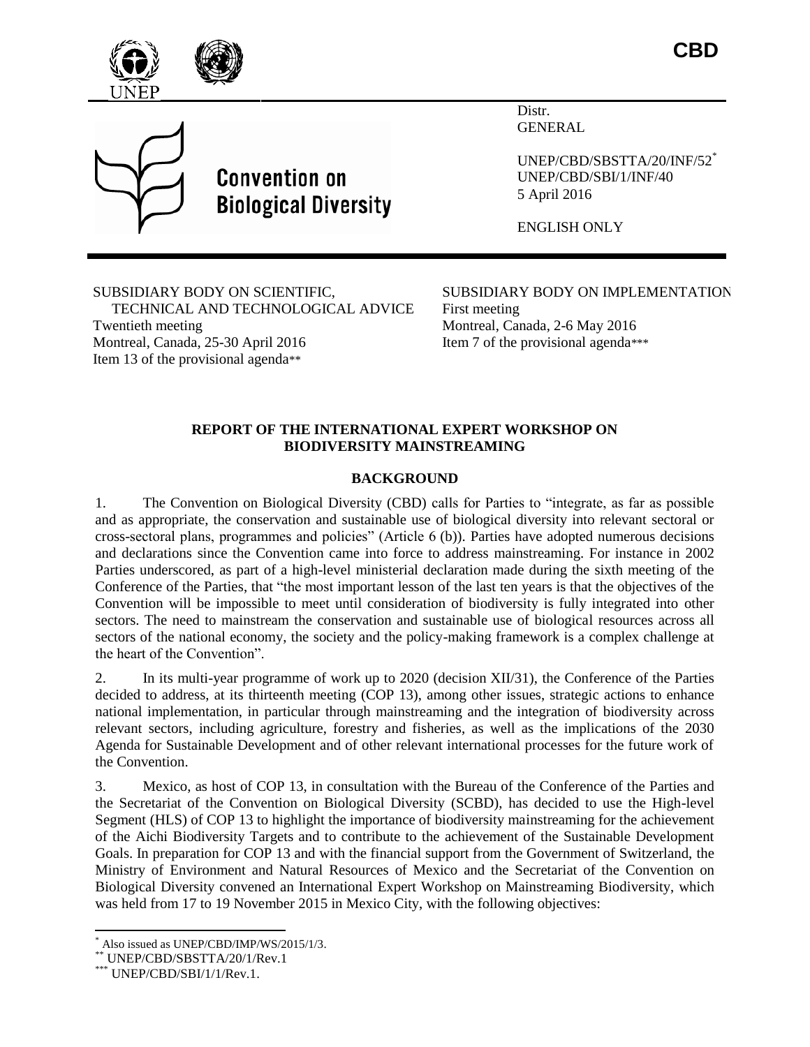CBD

Convention on Biological Diversity

Distr.
GENERAL

UNEP/CBD/SBSTTA/20/INF/52[*]
UNEP/CBD/SBI/1/INF/40
5 April 2016

ENGLISH ONLY

SUBSIDIARY BODY ON SCIENTIFIC, TECHNICAL AND TECHNOLOGICAL ADVICE
Twentieth meeting
Montreal, Canada, 25-30 April 2016
Item 13 of the provisional agenda[**]

SUBSIDIARY BODY ON IMPLEMENTATION
First meeting
Montreal, Canada, 2-6 May 2016
Item 7 of the provisional agenda[***]

**REPORT OF THE INTERNATIONAL EXPERT WORKSHOP ON BIODIVERSITY MAINSTREAMING**

**BACKGROUND**

1. The Convention on Biological Diversity (CBD) calls for Parties to "integrate, as far as possible and as appropriate, the conservation and sustainable use of biological diversity into relevant sectoral or cross-sectoral plans, programmes and policies" (Article 6 (b)). Parties have adopted numerous decisions and declarations since the Convention came into force to address mainstreaming. For instance in 2002 Parties underscored, as part of a high-level ministerial declaration made during the sixth meeting of the Conference of the Parties, that "the most important lesson of the last ten years is that the objectives of the Convention will be impossible to meet until consideration of biodiversity is fully integrated into other sectors. The need to mainstream the conservation and sustainable use of biological resources across all sectors of the national economy, the society and the policy-making framework is a complex challenge at the heart of the Convention".

2. In its multi-year programme of work up to 2020 (decision XII/31), the Conference of the Parties decided to address, at its thirteenth meeting (COP 13), among other issues, strategic actions to enhance national implementation, in particular through mainstreaming and the integration of biodiversity across relevant sectors, including agriculture, forestry and fisheries, as well as the implications of the 2030 Agenda for Sustainable Development and of other relevant international processes for the future work of the Convention.

3. Mexico, as host of COP 13, in consultation with the Bureau of the Conference of the Parties and the Secretariat of the Convention on Biological Diversity (SCBD), has decided to use the High-level Segment (HLS) of COP 13 to highlight the importance of biodiversity mainstreaming for the achievement of the Aichi Biodiversity Targets and to contribute to the achievement of the Sustainable Development Goals. In preparation for COP 13 and with the financial support from the Government of Switzerland, the Ministry of Environment and Natural Resources of Mexico and the Secretariat of the Convention on Biological Diversity convened an International Expert Workshop on Mainstreaming Biodiversity, which was held from 17 to 19 November 2015 in Mexico City, with the following objectives:

[*] Also issued as UNEP/CBD/IMP/WS/2015/1/3.
[**] UNEP/CBD/SBSTTA/20/1/Rev.1
[***] UNEP/CBD/SBI/1/1/Rev.1.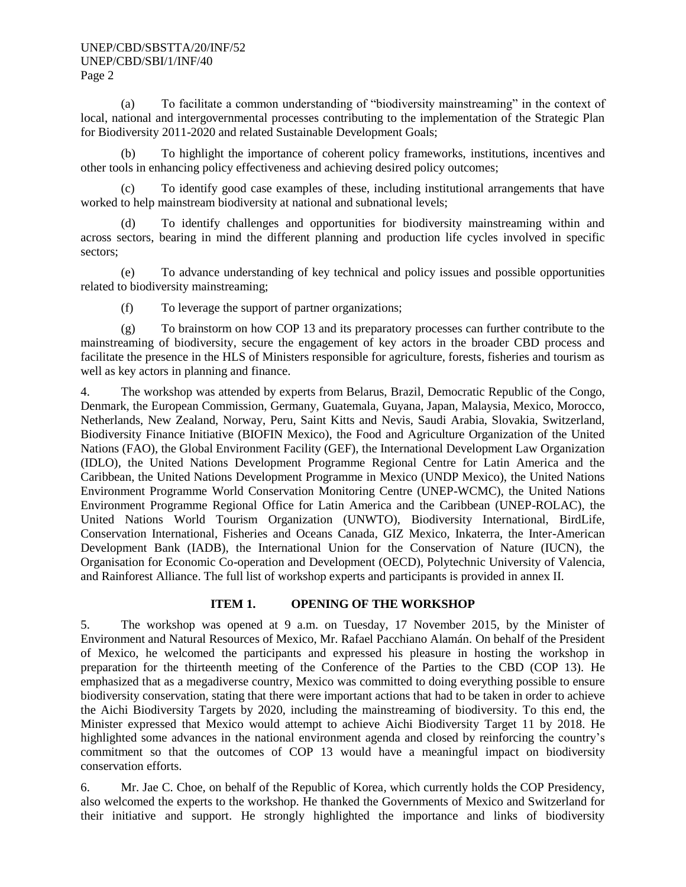(a) To facilitate a common understanding of "biodiversity mainstreaming" in the context of local, national and intergovernmental processes contributing to the implementation of the Strategic Plan for Biodiversity 2011-2020 and related Sustainable Development Goals;

(b) To highlight the importance of coherent policy frameworks, institutions, incentives and other tools in enhancing policy effectiveness and achieving desired policy outcomes;

(c) To identify good case examples of these, including institutional arrangements that have worked to help mainstream biodiversity at national and subnational levels;

(d) To identify challenges and opportunities for biodiversity mainstreaming within and across sectors, bearing in mind the different planning and production life cycles involved in specific sectors;

(e) To advance understanding of key technical and policy issues and possible opportunities related to biodiversity mainstreaming;

(f) To leverage the support of partner organizations;

(g) To brainstorm on how COP 13 and its preparatory processes can further contribute to the mainstreaming of biodiversity, secure the engagement of key actors in the broader CBD process and facilitate the presence in the HLS of Ministers responsible for agriculture, forests, fisheries and tourism as well as key actors in planning and finance.

4. The workshop was attended by experts from Belarus, Brazil, Democratic Republic of the Congo, Denmark, the European Commission, Germany, Guatemala, Guyana, Japan, Malaysia, Mexico, Morocco, Netherlands, New Zealand, Norway, Peru, Saint Kitts and Nevis, Saudi Arabia, Slovakia, Switzerland, Biodiversity Finance Initiative (BIOFIN Mexico), the Food and Agriculture Organization of the United Nations (FAO), the Global Environment Facility (GEF), the International Development Law Organization (IDLO), the United Nations Development Programme Regional Centre for Latin America and the Caribbean, the United Nations Development Programme in Mexico (UNDP Mexico), the United Nations Environment Programme World Conservation Monitoring Centre (UNEP-WCMC), the United Nations Environment Programme Regional Office for Latin America and the Caribbean (UNEP-ROLAC), the United Nations World Tourism Organization (UNWTO), Biodiversity International, BirdLife, Conservation International, Fisheries and Oceans Canada, GIZ Mexico, Inkaterra, the Inter-American Development Bank (IADB), the International Union for the Conservation of Nature (IUCN), the Organisation for Economic Co-operation and Development (OECD), Polytechnic University of Valencia, and Rainforest Alliance. The full list of workshop experts and participants is provided in annex II.

## ITEM 1. OPENING OF THE WORKSHOP

5. The workshop was opened at 9 a.m. on Tuesday, 17 November 2015, by the Minister of Environment and Natural Resources of Mexico, Mr. Rafael Pacchiano Alamán. On behalf of the President of Mexico, he welcomed the participants and expressed his pleasure in hosting the workshop in preparation for the thirteenth meeting of the Conference of the Parties to the CBD (COP 13). He emphasized that as a megadiverse country, Mexico was committed to doing everything possible to ensure biodiversity conservation, stating that there were important actions that had to be taken in order to achieve the Aichi Biodiversity Targets by 2020, including the mainstreaming of biodiversity. To this end, the Minister expressed that Mexico would attempt to achieve Aichi Biodiversity Target 11 by 2018. He highlighted some advances in the national environment agenda and closed by reinforcing the country's commitment so that the outcomes of COP 13 would have a meaningful impact on biodiversity conservation efforts.

6. Mr. Jae C. Choe, on behalf of the Republic of Korea, which currently holds the COP Presidency, also welcomed the experts to the workshop. He thanked the Governments of Mexico and Switzerland for their initiative and support. He strongly highlighted the importance and links of biodiversity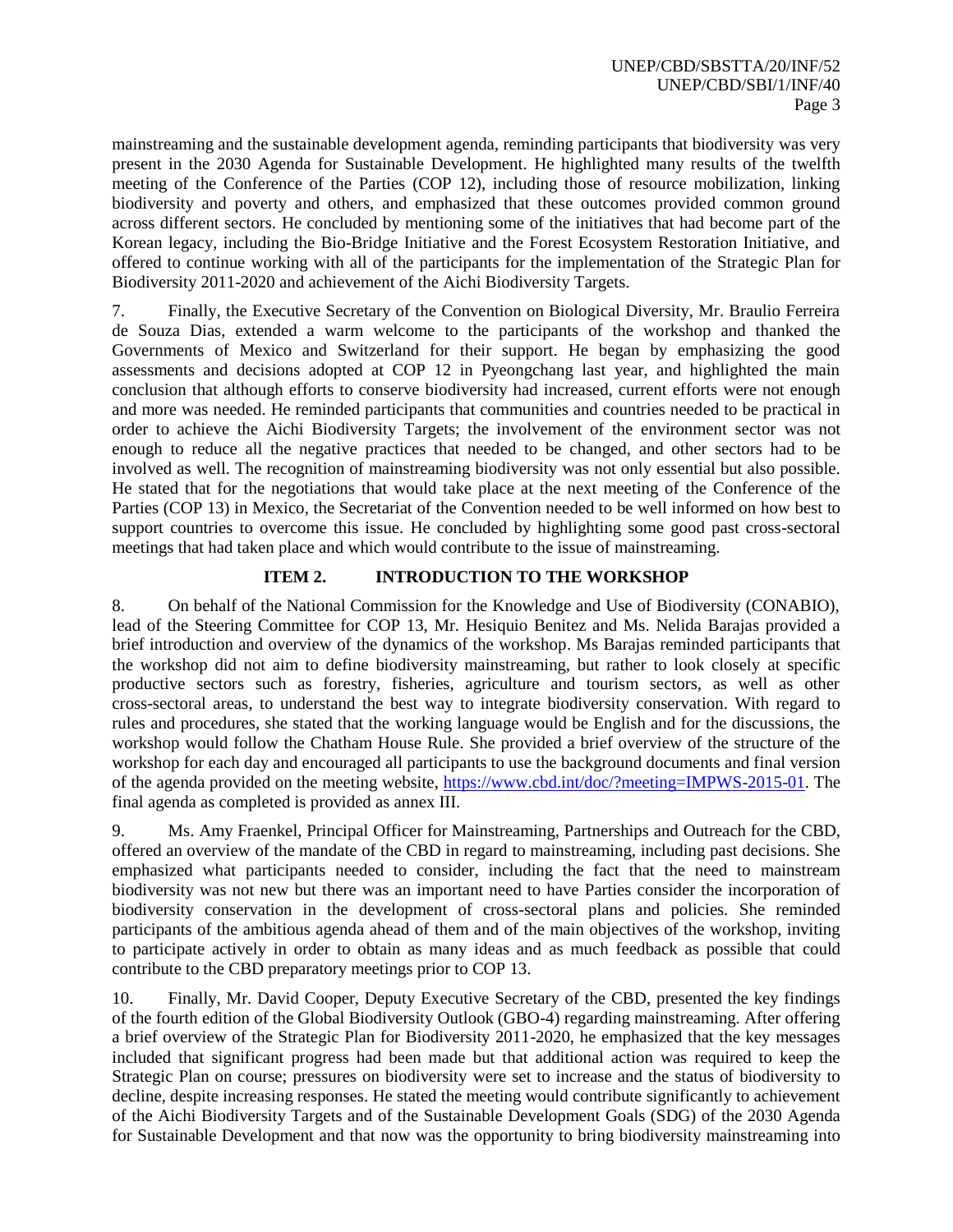mainstreaming and the sustainable development agenda, reminding participants that biodiversity was very present in the 2030 Agenda for Sustainable Development. He highlighted many results of the twelfth meeting of the Conference of the Parties (COP 12), including those of resource mobilization, linking biodiversity and poverty and others, and emphasized that these outcomes provided common ground across different sectors. He concluded by mentioning some of the initiatives that had become part of the Korean legacy, including the Bio-Bridge Initiative and the Forest Ecosystem Restoration Initiative, and offered to continue working with all of the participants for the implementation of the Strategic Plan for Biodiversity 2011-2020 and achievement of the Aichi Biodiversity Targets.

7. Finally, the Executive Secretary of the Convention on Biological Diversity, Mr. Braulio Ferreira de Souza Dias, extended a warm welcome to the participants of the workshop and thanked the Governments of Mexico and Switzerland for their support. He began by emphasizing the good assessments and decisions adopted at COP 12 in Pyeongchang last year, and highlighted the main conclusion that although efforts to conserve biodiversity had increased, current efforts were not enough and more was needed. He reminded participants that communities and countries needed to be practical in order to achieve the Aichi Biodiversity Targets; the involvement of the environment sector was not enough to reduce all the negative practices that needed to be changed, and other sectors had to be involved as well. The recognition of mainstreaming biodiversity was not only essential but also possible. He stated that for the negotiations that would take place at the next meeting of the Conference of the Parties (COP 13) in Mexico, the Secretariat of the Convention needed to be well informed on how best to support countries to overcome this issue. He concluded by highlighting some good past cross-sectoral meetings that had taken place and which would contribute to the issue of mainstreaming.

## ITEM 2. INTRODUCTION TO THE WORKSHOP

8. On behalf of the National Commission for the Knowledge and Use of Biodiversity (CONABIO), lead of the Steering Committee for COP 13, Mr. Hesiquio Benitez and Ms. Nelida Barajas provided a brief introduction and overview of the dynamics of the workshop. Ms Barajas reminded participants that the workshop did not aim to define biodiversity mainstreaming, but rather to look closely at specific productive sectors such as forestry, fisheries, agriculture and tourism sectors, as well as other cross-sectoral areas, to understand the best way to integrate biodiversity conservation. With regard to rules and procedures, she stated that the working language would be English and for the discussions, the workshop would follow the Chatham House Rule. She provided a brief overview of the structure of the workshop for each day and encouraged all participants to use the background documents and final version of the agenda provided on the meeting website, https://www.cbd.int/doc/?meeting=IMPWS-2015-01. The final agenda as completed is provided as annex III.

9. Ms. Amy Fraenkel, Principal Officer for Mainstreaming, Partnerships and Outreach for the CBD, offered an overview of the mandate of the CBD in regard to mainstreaming, including past decisions. She emphasized what participants needed to consider, including the fact that the need to mainstream biodiversity was not new but there was an important need to have Parties consider the incorporation of biodiversity conservation in the development of cross-sectoral plans and policies. She reminded participants of the ambitious agenda ahead of them and of the main objectives of the workshop, inviting to participate actively in order to obtain as many ideas and as much feedback as possible that could contribute to the CBD preparatory meetings prior to COP 13.

10. Finally, Mr. David Cooper, Deputy Executive Secretary of the CBD, presented the key findings of the fourth edition of the Global Biodiversity Outlook (GBO-4) regarding mainstreaming. After offering a brief overview of the Strategic Plan for Biodiversity 2011-2020, he emphasized that the key messages included that significant progress had been made but that additional action was required to keep the Strategic Plan on course; pressures on biodiversity were set to increase and the status of biodiversity to decline, despite increasing responses. He stated the meeting would contribute significantly to achievement of the Aichi Biodiversity Targets and of the Sustainable Development Goals (SDG) of the 2030 Agenda for Sustainable Development and that now was the opportunity to bring biodiversity mainstreaming into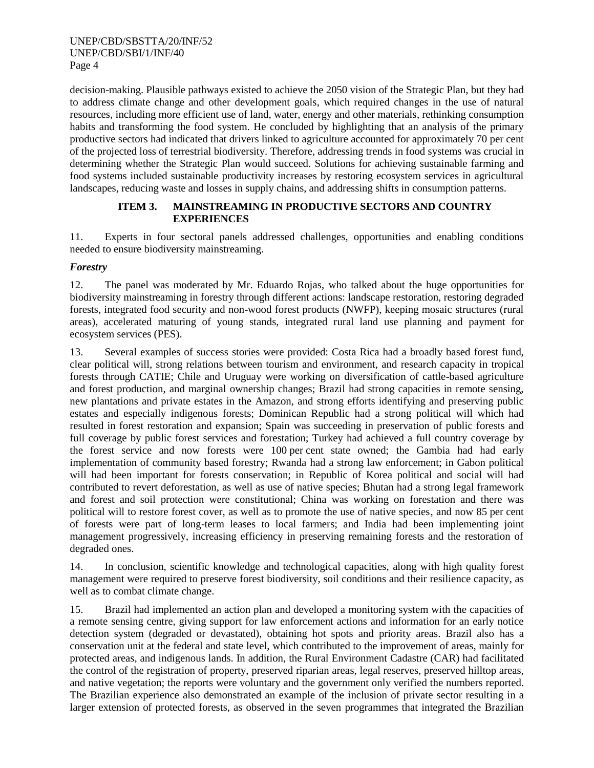decision-making. Plausible pathways existed to achieve the 2050 vision of the Strategic Plan, but they had to address climate change and other development goals, which required changes in the use of natural resources, including more efficient use of land, water, energy and other materials, rethinking consumption habits and transforming the food system. He concluded by highlighting that an analysis of the primary productive sectors had indicated that drivers linked to agriculture accounted for approximately 70 per cent of the projected loss of terrestrial biodiversity. Therefore, addressing trends in food systems was crucial in determining whether the Strategic Plan would succeed. Solutions for achieving sustainable farming and food systems included sustainable productivity increases by restoring ecosystem services in agricultural landscapes, reducing waste and losses in supply chains, and addressing shifts in consumption patterns.

## ITEM 3. MAINSTREAMING IN PRODUCTIVE SECTORS AND COUNTRY EXPERIENCES

11. Experts in four sectoral panels addressed challenges, opportunities and enabling conditions needed to ensure biodiversity mainstreaming.

### *Forestry*

12. The panel was moderated by Mr. Eduardo Rojas, who talked about the huge opportunities for biodiversity mainstreaming in forestry through different actions: landscape restoration, restoring degraded forests, integrated food security and non-wood forest products (NWFP), keeping mosaic structures (rural areas), accelerated maturing of young stands, integrated rural land use planning and payment for ecosystem services (PES).

13. Several examples of success stories were provided: Costa Rica had a broadly based forest fund, clear political will, strong relations between tourism and environment, and research capacity in tropical forests through CATIE; Chile and Uruguay were working on diversification of cattle-based agriculture and forest production, and marginal ownership changes; Brazil had strong capacities in remote sensing, new plantations and private estates in the Amazon, and strong efforts identifying and preserving public estates and especially indigenous forests; Dominican Republic had a strong political will which had resulted in forest restoration and expansion; Spain was succeeding in preservation of public forests and full coverage by public forest services and forestation; Turkey had achieved a full country coverage by the forest service and now forests were 100 per cent state owned; the Gambia had had early implementation of community based forestry; Rwanda had a strong law enforcement; in Gabon political will had been important for forests conservation; in Republic of Korea political and social will had contributed to revert deforestation, as well as use of native species; Bhutan had a strong legal framework and forest and soil protection were constitutional; China was working on forestation and there was political will to restore forest cover, as well as to promote the use of native species, and now 85 per cent of forests were part of long-term leases to local farmers; and India had been implementing joint management progressively, increasing efficiency in preserving remaining forests and the restoration of degraded ones.

14. In conclusion, scientific knowledge and technological capacities, along with high quality forest management were required to preserve forest biodiversity, soil conditions and their resilience capacity, as well as to combat climate change.

15. Brazil had implemented an action plan and developed a monitoring system with the capacities of a remote sensing centre, giving support for law enforcement actions and information for an early notice detection system (degraded or devastated), obtaining hot spots and priority areas. Brazil also has a conservation unit at the federal and state level, which contributed to the improvement of areas, mainly for protected areas, and indigenous lands. In addition, the Rural Environment Cadastre (CAR) had facilitated the control of the registration of property, preserved riparian areas, legal reserves, preserved hilltop areas, and native vegetation; the reports were voluntary and the government only verified the numbers reported. The Brazilian experience also demonstrated an example of the inclusion of private sector resulting in a larger extension of protected forests, as observed in the seven programmes that integrated the Brazilian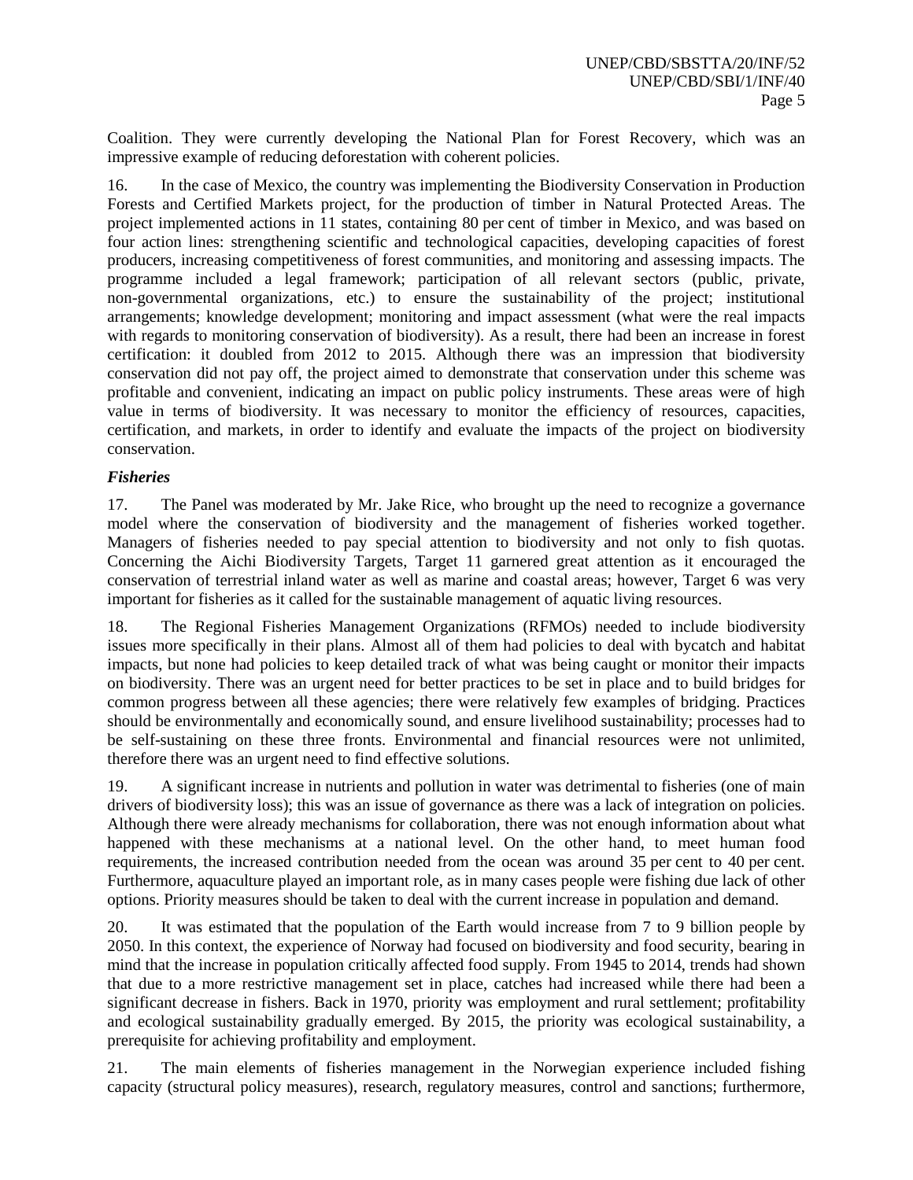Coalition. They were currently developing the National Plan for Forest Recovery, which was an impressive example of reducing deforestation with coherent policies.

16. In the case of Mexico, the country was implementing the Biodiversity Conservation in Production Forests and Certified Markets project, for the production of timber in Natural Protected Areas. The project implemented actions in 11 states, containing 80 per cent of timber in Mexico, and was based on four action lines: strengthening scientific and technological capacities, developing capacities of forest producers, increasing competitiveness of forest communities, and monitoring and assessing impacts. The programme included a legal framework; participation of all relevant sectors (public, private, non-governmental organizations, etc.) to ensure the sustainability of the project; institutional arrangements; knowledge development; monitoring and impact assessment (what were the real impacts with regards to monitoring conservation of biodiversity). As a result, there had been an increase in forest certification: it doubled from 2012 to 2015. Although there was an impression that biodiversity conservation did not pay off, the project aimed to demonstrate that conservation under this scheme was profitable and convenient, indicating an impact on public policy instruments. These areas were of high value in terms of biodiversity. It was necessary to monitor the efficiency of resources, capacities, certification, and markets, in order to identify and evaluate the impacts of the project on biodiversity conservation.

### *Fisheries*

17. The Panel was moderated by Mr. Jake Rice, who brought up the need to recognize a governance model where the conservation of biodiversity and the management of fisheries worked together. Managers of fisheries needed to pay special attention to biodiversity and not only to fish quotas. Concerning the Aichi Biodiversity Targets, Target 11 garnered great attention as it encouraged the conservation of terrestrial inland water as well as marine and coastal areas; however, Target 6 was very important for fisheries as it called for the sustainable management of aquatic living resources.

18. The Regional Fisheries Management Organizations (RFMOs) needed to include biodiversity issues more specifically in their plans. Almost all of them had policies to deal with bycatch and habitat impacts, but none had policies to keep detailed track of what was being caught or monitor their impacts on biodiversity. There was an urgent need for better practices to be set in place and to build bridges for common progress between all these agencies; there were relatively few examples of bridging. Practices should be environmentally and economically sound, and ensure livelihood sustainability; processes had to be self-sustaining on these three fronts. Environmental and financial resources were not unlimited, therefore there was an urgent need to find effective solutions.

19. A significant increase in nutrients and pollution in water was detrimental to fisheries (one of main drivers of biodiversity loss); this was an issue of governance as there was a lack of integration on policies. Although there were already mechanisms for collaboration, there was not enough information about what happened with these mechanisms at a national level. On the other hand, to meet human food requirements, the increased contribution needed from the ocean was around 35 per cent to 40 per cent. Furthermore, aquaculture played an important role, as in many cases people were fishing due lack of other options. Priority measures should be taken to deal with the current increase in population and demand.

20. It was estimated that the population of the Earth would increase from 7 to 9 billion people by 2050. In this context, the experience of Norway had focused on biodiversity and food security, bearing in mind that the increase in population critically affected food supply. From 1945 to 2014, trends had shown that due to a more restrictive management set in place, catches had increased while there had been a significant decrease in fishers. Back in 1970, priority was employment and rural settlement; profitability and ecological sustainability gradually emerged. By 2015, the priority was ecological sustainability, a prerequisite for achieving profitability and employment.

21. The main elements of fisheries management in the Norwegian experience included fishing capacity (structural policy measures), research, regulatory measures, control and sanctions; furthermore,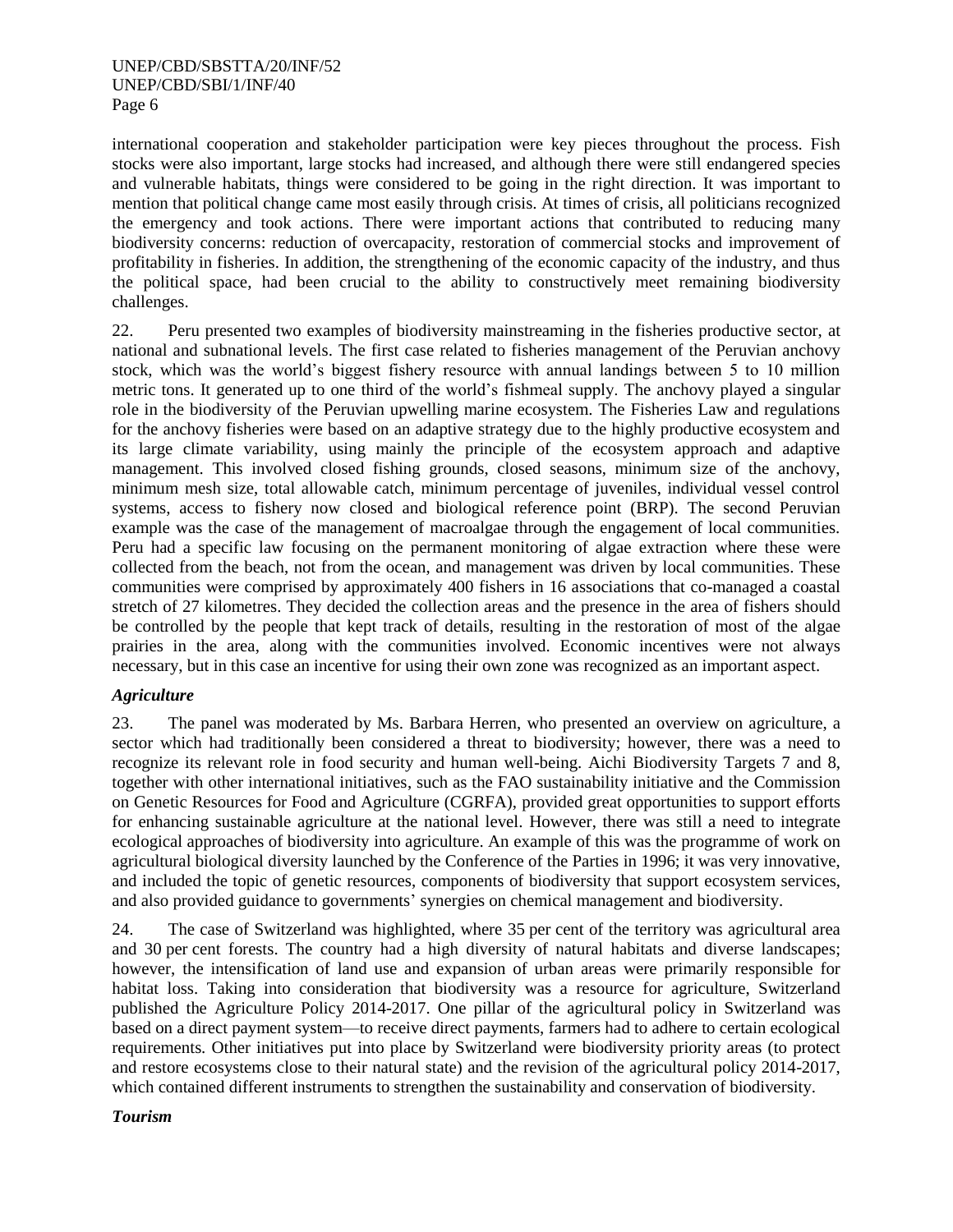international cooperation and stakeholder participation were key pieces throughout the process. Fish stocks were also important, large stocks had increased, and although there were still endangered species and vulnerable habitats, things were considered to be going in the right direction. It was important to mention that political change came most easily through crisis. At times of crisis, all politicians recognized the emergency and took actions. There were important actions that contributed to reducing many biodiversity concerns: reduction of overcapacity, restoration of commercial stocks and improvement of profitability in fisheries. In addition, the strengthening of the economic capacity of the industry, and thus the political space, had been crucial to the ability to constructively meet remaining biodiversity challenges.

22. Peru presented two examples of biodiversity mainstreaming in the fisheries productive sector, at national and subnational levels. The first case related to fisheries management of the Peruvian anchovy stock, which was the world's biggest fishery resource with annual landings between 5 to 10 million metric tons. It generated up to one third of the world's fishmeal supply. The anchovy played a singular role in the biodiversity of the Peruvian upwelling marine ecosystem. The Fisheries Law and regulations for the anchovy fisheries were based on an adaptive strategy due to the highly productive ecosystem and its large climate variability, using mainly the principle of the ecosystem approach and adaptive management. This involved closed fishing grounds, closed seasons, minimum size of the anchovy, minimum mesh size, total allowable catch, minimum percentage of juveniles, individual vessel control systems, access to fishery now closed and biological reference point (BRP). The second Peruvian example was the case of the management of macroalgae through the engagement of local communities. Peru had a specific law focusing on the permanent monitoring of algae extraction where these were collected from the beach, not from the ocean, and management was driven by local communities. These communities were comprised by approximately 400 fishers in 16 associations that co-managed a coastal stretch of 27 kilometres. They decided the collection areas and the presence in the area of fishers should be controlled by the people that kept track of details, resulting in the restoration of most of the algae prairies in the area, along with the communities involved. Economic incentives were not always necessary, but in this case an incentive for using their own zone was recognized as an important aspect.

### *Agriculture*

23. The panel was moderated by Ms. Barbara Herren, who presented an overview on agriculture, a sector which had traditionally been considered a threat to biodiversity; however, there was a need to recognize its relevant role in food security and human well-being. Aichi Biodiversity Targets 7 and 8, together with other international initiatives, such as the FAO sustainability initiative and the Commission on Genetic Resources for Food and Agriculture (CGRFA), provided great opportunities to support efforts for enhancing sustainable agriculture at the national level. However, there was still a need to integrate ecological approaches of biodiversity into agriculture. An example of this was the programme of work on agricultural biological diversity launched by the Conference of the Parties in 1996; it was very innovative, and included the topic of genetic resources, components of biodiversity that support ecosystem services, and also provided guidance to governments' synergies on chemical management and biodiversity.

24. The case of Switzerland was highlighted, where 35 per cent of the territory was agricultural area and 30 per cent forests. The country had a high diversity of natural habitats and diverse landscapes; however, the intensification of land use and expansion of urban areas were primarily responsible for habitat loss. Taking into consideration that biodiversity was a resource for agriculture, Switzerland published the Agriculture Policy 2014-2017. One pillar of the agricultural policy in Switzerland was based on a direct payment system—to receive direct payments, farmers had to adhere to certain ecological requirements. Other initiatives put into place by Switzerland were biodiversity priority areas (to protect and restore ecosystems close to their natural state) and the revision of the agricultural policy 2014-2017, which contained different instruments to strengthen the sustainability and conservation of biodiversity.

### *Tourism*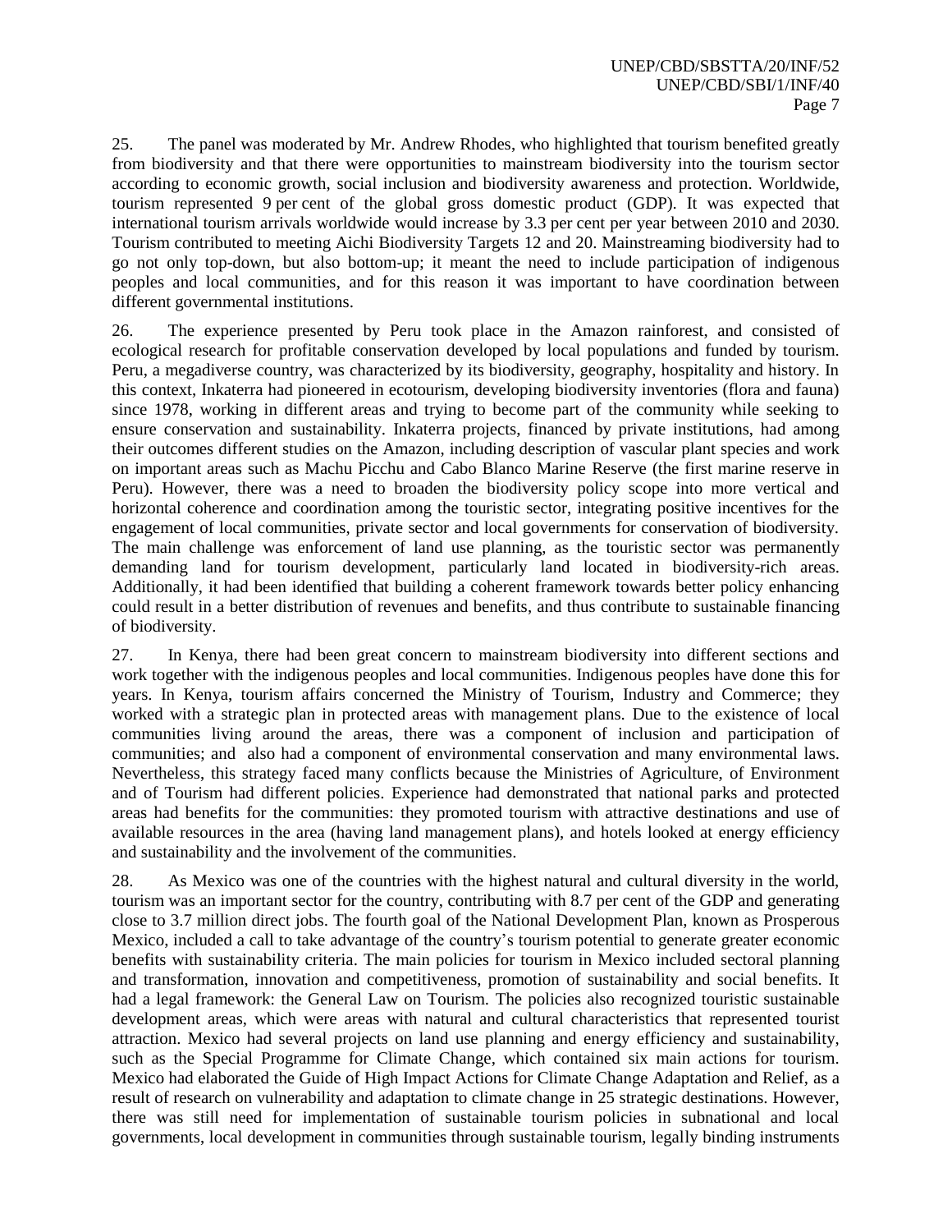25. The panel was moderated by Mr. Andrew Rhodes, who highlighted that tourism benefited greatly from biodiversity and that there were opportunities to mainstream biodiversity into the tourism sector according to economic growth, social inclusion and biodiversity awareness and protection. Worldwide, tourism represented 9 per cent of the global gross domestic product (GDP). It was expected that international tourism arrivals worldwide would increase by 3.3 per cent per year between 2010 and 2030. Tourism contributed to meeting Aichi Biodiversity Targets 12 and 20. Mainstreaming biodiversity had to go not only top-down, but also bottom-up; it meant the need to include participation of indigenous peoples and local communities, and for this reason it was important to have coordination between different governmental institutions.

26. The experience presented by Peru took place in the Amazon rainforest, and consisted of ecological research for profitable conservation developed by local populations and funded by tourism. Peru, a megadiverse country, was characterized by its biodiversity, geography, hospitality and history. In this context, Inkaterra had pioneered in ecotourism, developing biodiversity inventories (flora and fauna) since 1978, working in different areas and trying to become part of the community while seeking to ensure conservation and sustainability. Inkaterra projects, financed by private institutions, had among their outcomes different studies on the Amazon, including description of vascular plant species and work on important areas such as Machu Picchu and Cabo Blanco Marine Reserve (the first marine reserve in Peru). However, there was a need to broaden the biodiversity policy scope into more vertical and horizontal coherence and coordination among the touristic sector, integrating positive incentives for the engagement of local communities, private sector and local governments for conservation of biodiversity. The main challenge was enforcement of land use planning, as the touristic sector was permanently demanding land for tourism development, particularly land located in biodiversity-rich areas. Additionally, it had been identified that building a coherent framework towards better policy enhancing could result in a better distribution of revenues and benefits, and thus contribute to sustainable financing of biodiversity.

27. In Kenya, there had been great concern to mainstream biodiversity into different sections and work together with the indigenous peoples and local communities. Indigenous peoples have done this for years. In Kenya, tourism affairs concerned the Ministry of Tourism, Industry and Commerce; they worked with a strategic plan in protected areas with management plans. Due to the existence of local communities living around the areas, there was a component of inclusion and participation of communities; and also had a component of environmental conservation and many environmental laws. Nevertheless, this strategy faced many conflicts because the Ministries of Agriculture, of Environment and of Tourism had different policies. Experience had demonstrated that national parks and protected areas had benefits for the communities: they promoted tourism with attractive destinations and use of available resources in the area (having land management plans), and hotels looked at energy efficiency and sustainability and the involvement of the communities.

28. As Mexico was one of the countries with the highest natural and cultural diversity in the world, tourism was an important sector for the country, contributing with 8.7 per cent of the GDP and generating close to 3.7 million direct jobs. The fourth goal of the National Development Plan, known as Prosperous Mexico, included a call to take advantage of the country's tourism potential to generate greater economic benefits with sustainability criteria. The main policies for tourism in Mexico included sectoral planning and transformation, innovation and competitiveness, promotion of sustainability and social benefits. It had a legal framework: the General Law on Tourism. The policies also recognized touristic sustainable development areas, which were areas with natural and cultural characteristics that represented tourist attraction. Mexico had several projects on land use planning and energy efficiency and sustainability, such as the Special Programme for Climate Change, which contained six main actions for tourism. Mexico had elaborated the Guide of High Impact Actions for Climate Change Adaptation and Relief, as a result of research on vulnerability and adaptation to climate change in 25 strategic destinations. However, there was still need for implementation of sustainable tourism policies in subnational and local governments, local development in communities through sustainable tourism, legally binding instruments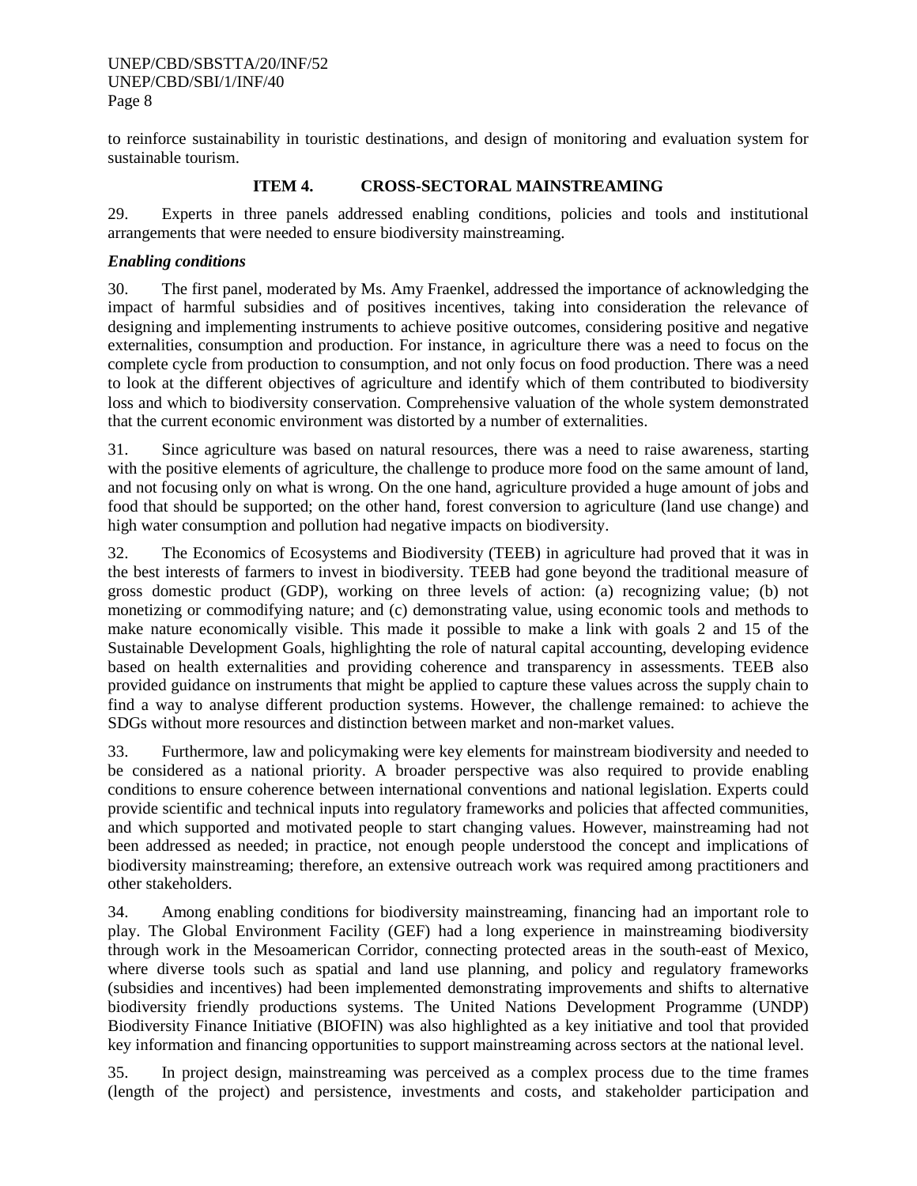to reinforce sustainability in touristic destinations, and design of monitoring and evaluation system for sustainable tourism.

## ITEM 4. CROSS-SECTORAL MAINSTREAMING

29. Experts in three panels addressed enabling conditions, policies and tools and institutional arrangements that were needed to ensure biodiversity mainstreaming.

***Enabling conditions***

30. The first panel, moderated by Ms. Amy Fraenkel, addressed the importance of acknowledging the impact of harmful subsidies and of positives incentives, taking into consideration the relevance of designing and implementing instruments to achieve positive outcomes, considering positive and negative externalities, consumption and production. For instance, in agriculture there was a need to focus on the complete cycle from production to consumption, and not only focus on food production. There was a need to look at the different objectives of agriculture and identify which of them contributed to biodiversity loss and which to biodiversity conservation. Comprehensive valuation of the whole system demonstrated that the current economic environment was distorted by a number of externalities.

31. Since agriculture was based on natural resources, there was a need to raise awareness, starting with the positive elements of agriculture, the challenge to produce more food on the same amount of land, and not focusing only on what is wrong. On the one hand, agriculture provided a huge amount of jobs and food that should be supported; on the other hand, forest conversion to agriculture (land use change) and high water consumption and pollution had negative impacts on biodiversity.

32. The Economics of Ecosystems and Biodiversity (TEEB) in agriculture had proved that it was in the best interests of farmers to invest in biodiversity. TEEB had gone beyond the traditional measure of gross domestic product (GDP), working on three levels of action: (a) recognizing value; (b) not monetizing or commodifying nature; and (c) demonstrating value, using economic tools and methods to make nature economically visible. This made it possible to make a link with goals 2 and 15 of the Sustainable Development Goals, highlighting the role of natural capital accounting, developing evidence based on health externalities and providing coherence and transparency in assessments. TEEB also provided guidance on instruments that might be applied to capture these values across the supply chain to find a way to analyse different production systems. However, the challenge remained: to achieve the SDGs without more resources and distinction between market and non-market values.

33. Furthermore, law and policymaking were key elements for mainstream biodiversity and needed to be considered as a national priority. A broader perspective was also required to provide enabling conditions to ensure coherence between international conventions and national legislation. Experts could provide scientific and technical inputs into regulatory frameworks and policies that affected communities, and which supported and motivated people to start changing values. However, mainstreaming had not been addressed as needed; in practice, not enough people understood the concept and implications of biodiversity mainstreaming; therefore, an extensive outreach work was required among practitioners and other stakeholders.

34. Among enabling conditions for biodiversity mainstreaming, financing had an important role to play. The Global Environment Facility (GEF) had a long experience in mainstreaming biodiversity through work in the Mesoamerican Corridor, connecting protected areas in the south-east of Mexico, where diverse tools such as spatial and land use planning, and policy and regulatory frameworks (subsidies and incentives) had been implemented demonstrating improvements and shifts to alternative biodiversity friendly productions systems. The United Nations Development Programme (UNDP) Biodiversity Finance Initiative (BIOFIN) was also highlighted as a key initiative and tool that provided key information and financing opportunities to support mainstreaming across sectors at the national level.

35. In project design, mainstreaming was perceived as a complex process due to the time frames (length of the project) and persistence, investments and costs, and stakeholder participation and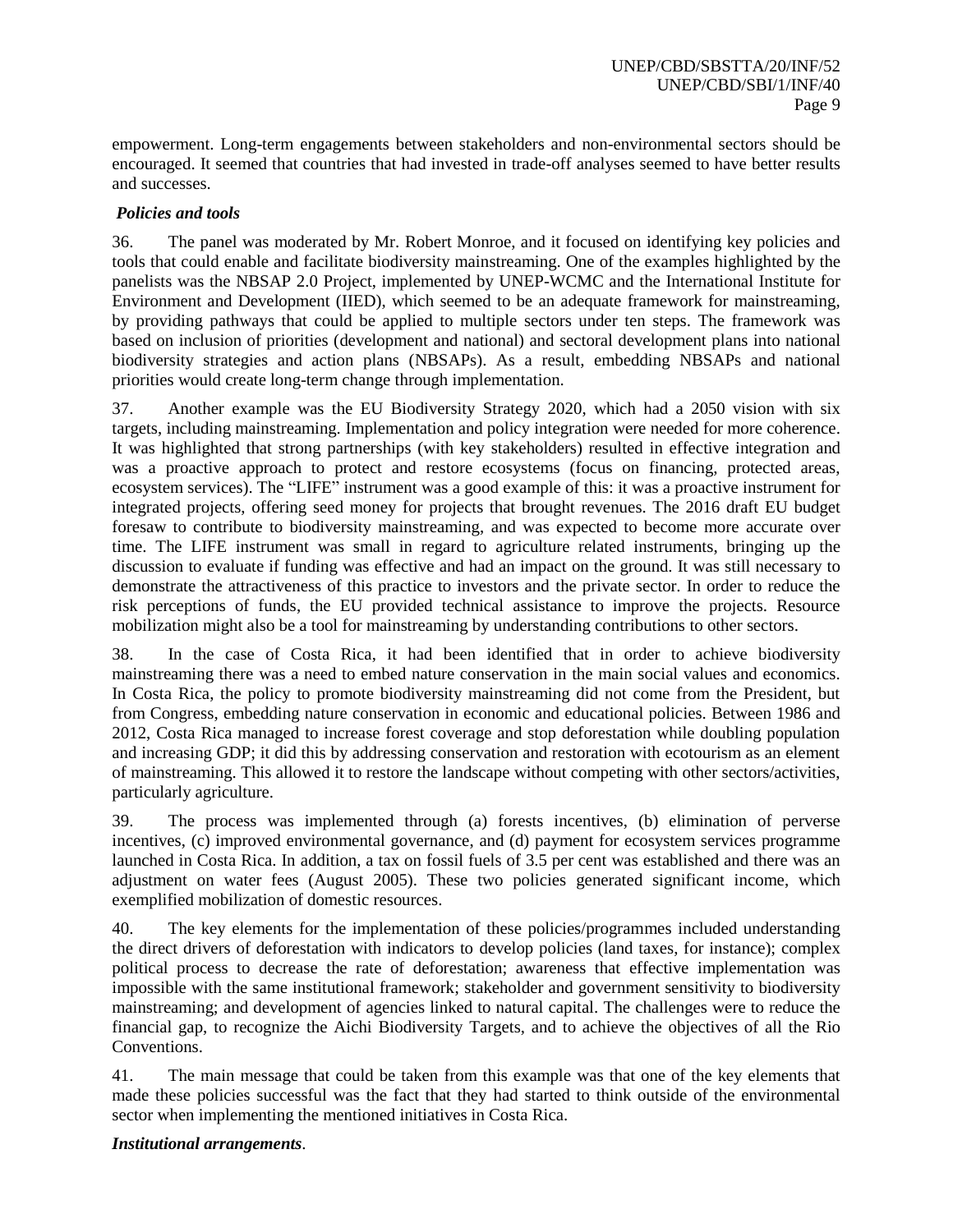empowerment. Long-term engagements between stakeholders and non-environmental sectors should be encouraged. It seemed that countries that had invested in trade-off analyses seemed to have better results and successes.

***Policies and tools***

36. The panel was moderated by Mr. Robert Monroe, and it focused on identifying key policies and tools that could enable and facilitate biodiversity mainstreaming. One of the examples highlighted by the panelists was the NBSAP 2.0 Project, implemented by UNEP-WCMC and the International Institute for Environment and Development (IIED), which seemed to be an adequate framework for mainstreaming, by providing pathways that could be applied to multiple sectors under ten steps. The framework was based on inclusion of priorities (development and national) and sectoral development plans into national biodiversity strategies and action plans (NBSAPs). As a result, embedding NBSAPs and national priorities would create long-term change through implementation.

37. Another example was the EU Biodiversity Strategy 2020, which had a 2050 vision with six targets, including mainstreaming. Implementation and policy integration were needed for more coherence. It was highlighted that strong partnerships (with key stakeholders) resulted in effective integration and was a proactive approach to protect and restore ecosystems (focus on financing, protected areas, ecosystem services). The "LIFE" instrument was a good example of this: it was a proactive instrument for integrated projects, offering seed money for projects that brought revenues. The 2016 draft EU budget foresaw to contribute to biodiversity mainstreaming, and was expected to become more accurate over time. The LIFE instrument was small in regard to agriculture related instruments, bringing up the discussion to evaluate if funding was effective and had an impact on the ground. It was still necessary to demonstrate the attractiveness of this practice to investors and the private sector. In order to reduce the risk perceptions of funds, the EU provided technical assistance to improve the projects. Resource mobilization might also be a tool for mainstreaming by understanding contributions to other sectors.

38. In the case of Costa Rica, it had been identified that in order to achieve biodiversity mainstreaming there was a need to embed nature conservation in the main social values and economics. In Costa Rica, the policy to promote biodiversity mainstreaming did not come from the President, but from Congress, embedding nature conservation in economic and educational policies. Between 1986 and 2012, Costa Rica managed to increase forest coverage and stop deforestation while doubling population and increasing GDP; it did this by addressing conservation and restoration with ecotourism as an element of mainstreaming. This allowed it to restore the landscape without competing with other sectors/activities, particularly agriculture.

39. The process was implemented through (a) forests incentives, (b) elimination of perverse incentives, (c) improved environmental governance, and (d) payment for ecosystem services programme launched in Costa Rica. In addition, a tax on fossil fuels of 3.5 per cent was established and there was an adjustment on water fees (August 2005). These two policies generated significant income, which exemplified mobilization of domestic resources.

40. The key elements for the implementation of these policies/programmes included understanding the direct drivers of deforestation with indicators to develop policies (land taxes, for instance); complex political process to decrease the rate of deforestation; awareness that effective implementation was impossible with the same institutional framework; stakeholder and government sensitivity to biodiversity mainstreaming; and development of agencies linked to natural capital. The challenges were to reduce the financial gap, to recognize the Aichi Biodiversity Targets, and to achieve the objectives of all the Rio Conventions.

41. The main message that could be taken from this example was that one of the key elements that made these policies successful was the fact that they had started to think outside of the environmental sector when implementing the mentioned initiatives in Costa Rica.

***Institutional arrangements**.*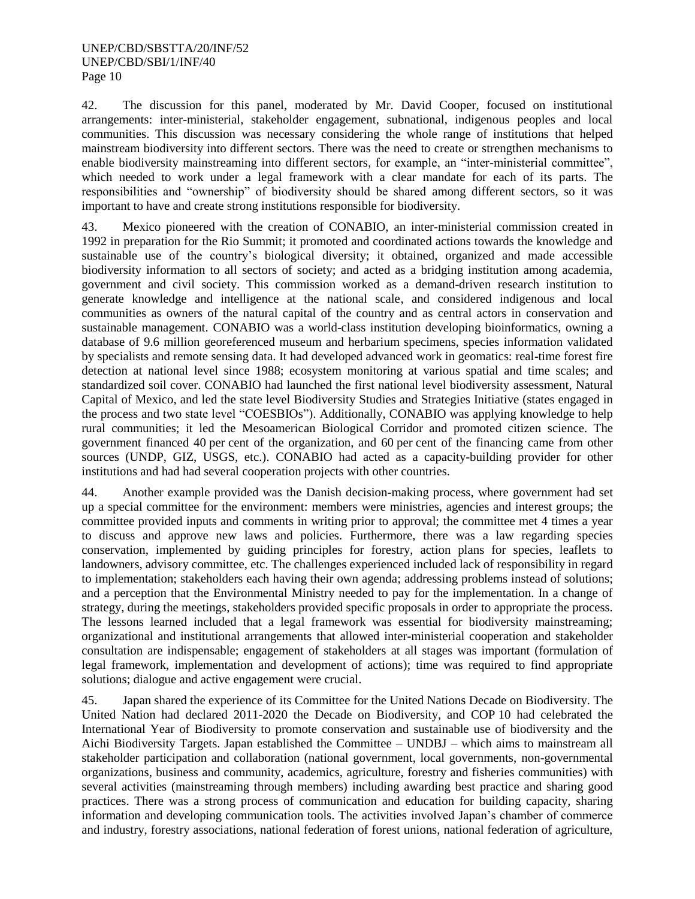42. The discussion for this panel, moderated by Mr. David Cooper, focused on institutional arrangements: inter-ministerial, stakeholder engagement, subnational, indigenous peoples and local communities. This discussion was necessary considering the whole range of institutions that helped mainstream biodiversity into different sectors. There was the need to create or strengthen mechanisms to enable biodiversity mainstreaming into different sectors, for example, an "inter-ministerial committee", which needed to work under a legal framework with a clear mandate for each of its parts. The responsibilities and "ownership" of biodiversity should be shared among different sectors, so it was important to have and create strong institutions responsible for biodiversity.

43. Mexico pioneered with the creation of CONABIO, an inter-ministerial commission created in 1992 in preparation for the Rio Summit; it promoted and coordinated actions towards the knowledge and sustainable use of the country's biological diversity; it obtained, organized and made accessible biodiversity information to all sectors of society; and acted as a bridging institution among academia, government and civil society. This commission worked as a demand-driven research institution to generate knowledge and intelligence at the national scale, and considered indigenous and local communities as owners of the natural capital of the country and as central actors in conservation and sustainable management. CONABIO was a world-class institution developing bioinformatics, owning a database of 9.6 million georeferenced museum and herbarium specimens, species information validated by specialists and remote sensing data. It had developed advanced work in geomatics: real-time forest fire detection at national level since 1988; ecosystem monitoring at various spatial and time scales; and standardized soil cover. CONABIO had launched the first national level biodiversity assessment, Natural Capital of Mexico, and led the state level Biodiversity Studies and Strategies Initiative (states engaged in the process and two state level "COESBIOs"). Additionally, CONABIO was applying knowledge to help rural communities; it led the Mesoamerican Biological Corridor and promoted citizen science. The government financed 40 per cent of the organization, and 60 per cent of the financing came from other sources (UNDP, GIZ, USGS, etc.). CONABIO had acted as a capacity-building provider for other institutions and had had several cooperation projects with other countries.

44. Another example provided was the Danish decision-making process, where government had set up a special committee for the environment: members were ministries, agencies and interest groups; the committee provided inputs and comments in writing prior to approval; the committee met 4 times a year to discuss and approve new laws and policies. Furthermore, there was a law regarding species conservation, implemented by guiding principles for forestry, action plans for species, leaflets to landowners, advisory committee, etc. The challenges experienced included lack of responsibility in regard to implementation; stakeholders each having their own agenda; addressing problems instead of solutions; and a perception that the Environmental Ministry needed to pay for the implementation. In a change of strategy, during the meetings, stakeholders provided specific proposals in order to appropriate the process. The lessons learned included that a legal framework was essential for biodiversity mainstreaming; organizational and institutional arrangements that allowed inter-ministerial cooperation and stakeholder consultation are indispensable; engagement of stakeholders at all stages was important (formulation of legal framework, implementation and development of actions); time was required to find appropriate solutions; dialogue and active engagement were crucial.

45. Japan shared the experience of its Committee for the United Nations Decade on Biodiversity. The United Nation had declared 2011-2020 the Decade on Biodiversity, and COP 10 had celebrated the International Year of Biodiversity to promote conservation and sustainable use of biodiversity and the Aichi Biodiversity Targets. Japan established the Committee – UNDBJ – which aims to mainstream all stakeholder participation and collaboration (national government, local governments, non-governmental organizations, business and community, academics, agriculture, forestry and fisheries communities) with several activities (mainstreaming through members) including awarding best practice and sharing good practices. There was a strong process of communication and education for building capacity, sharing information and developing communication tools. The activities involved Japan's chamber of commerce and industry, forestry associations, national federation of forest unions, national federation of agriculture,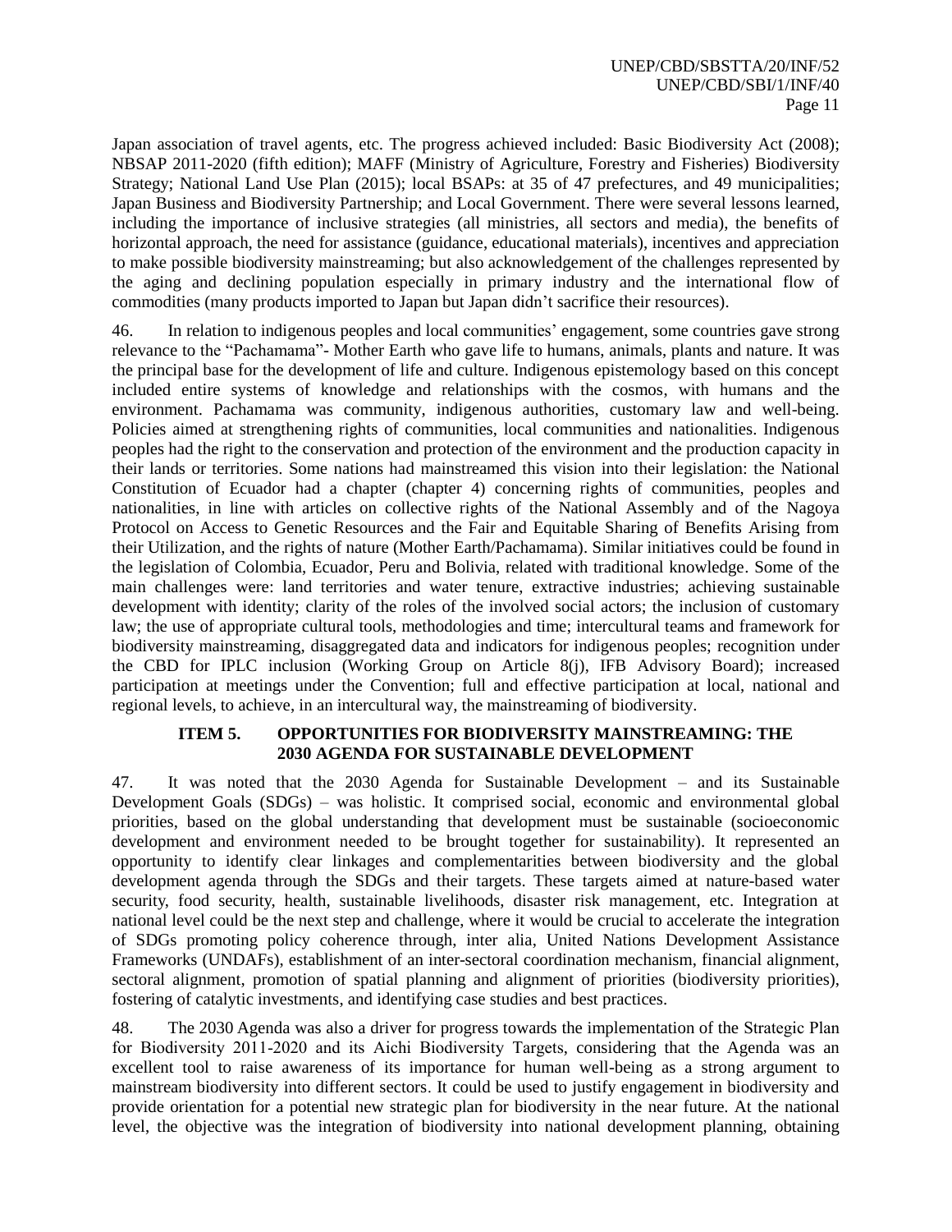Japan association of travel agents, etc. The progress achieved included: Basic Biodiversity Act (2008); NBSAP 2011-2020 (fifth edition); MAFF (Ministry of Agriculture, Forestry and Fisheries) Biodiversity Strategy; National Land Use Plan (2015); local BSAPs: at 35 of 47 prefectures, and 49 municipalities; Japan Business and Biodiversity Partnership; and Local Government. There were several lessons learned, including the importance of inclusive strategies (all ministries, all sectors and media), the benefits of horizontal approach, the need for assistance (guidance, educational materials), incentives and appreciation to make possible biodiversity mainstreaming; but also acknowledgement of the challenges represented by the aging and declining population especially in primary industry and the international flow of commodities (many products imported to Japan but Japan didn't sacrifice their resources).

46. In relation to indigenous peoples and local communities' engagement, some countries gave strong relevance to the "Pachamama"- Mother Earth who gave life to humans, animals, plants and nature. It was the principal base for the development of life and culture. Indigenous epistemology based on this concept included entire systems of knowledge and relationships with the cosmos, with humans and the environment. Pachamama was community, indigenous authorities, customary law and well-being. Policies aimed at strengthening rights of communities, local communities and nationalities. Indigenous peoples had the right to the conservation and protection of the environment and the production capacity in their lands or territories. Some nations had mainstreamed this vision into their legislation: the National Constitution of Ecuador had a chapter (chapter 4) concerning rights of communities, peoples and nationalities, in line with articles on collective rights of the National Assembly and of the Nagoya Protocol on Access to Genetic Resources and the Fair and Equitable Sharing of Benefits Arising from their Utilization, and the rights of nature (Mother Earth/Pachamama). Similar initiatives could be found in the legislation of Colombia, Ecuador, Peru and Bolivia, related with traditional knowledge. Some of the main challenges were: land territories and water tenure, extractive industries; achieving sustainable development with identity; clarity of the roles of the involved social actors; the inclusion of customary law; the use of appropriate cultural tools, methodologies and time; intercultural teams and framework for biodiversity mainstreaming, disaggregated data and indicators for indigenous peoples; recognition under the CBD for IPLC inclusion (Working Group on Article 8(j), IFB Advisory Board); increased participation at meetings under the Convention; full and effective participation at local, national and regional levels, to achieve, in an intercultural way, the mainstreaming of biodiversity.

## ITEM 5. OPPORTUNITIES FOR BIODIVERSITY MAINSTREAMING: THE 2030 AGENDA FOR SUSTAINABLE DEVELOPMENT

47. It was noted that the 2030 Agenda for Sustainable Development – and its Sustainable Development Goals (SDGs) – was holistic. It comprised social, economic and environmental global priorities, based on the global understanding that development must be sustainable (socioeconomic development and environment needed to be brought together for sustainability). It represented an opportunity to identify clear linkages and complementarities between biodiversity and the global development agenda through the SDGs and their targets. These targets aimed at nature-based water security, food security, health, sustainable livelihoods, disaster risk management, etc. Integration at national level could be the next step and challenge, where it would be crucial to accelerate the integration of SDGs promoting policy coherence through, inter alia, United Nations Development Assistance Frameworks (UNDAFs), establishment of an inter-sectoral coordination mechanism, financial alignment, sectoral alignment, promotion of spatial planning and alignment of priorities (biodiversity priorities), fostering of catalytic investments, and identifying case studies and best practices.

48. The 2030 Agenda was also a driver for progress towards the implementation of the Strategic Plan for Biodiversity 2011-2020 and its Aichi Biodiversity Targets, considering that the Agenda was an excellent tool to raise awareness of its importance for human well-being as a strong argument to mainstream biodiversity into different sectors. It could be used to justify engagement in biodiversity and provide orientation for a potential new strategic plan for biodiversity in the near future. At the national level, the objective was the integration of biodiversity into national development planning, obtaining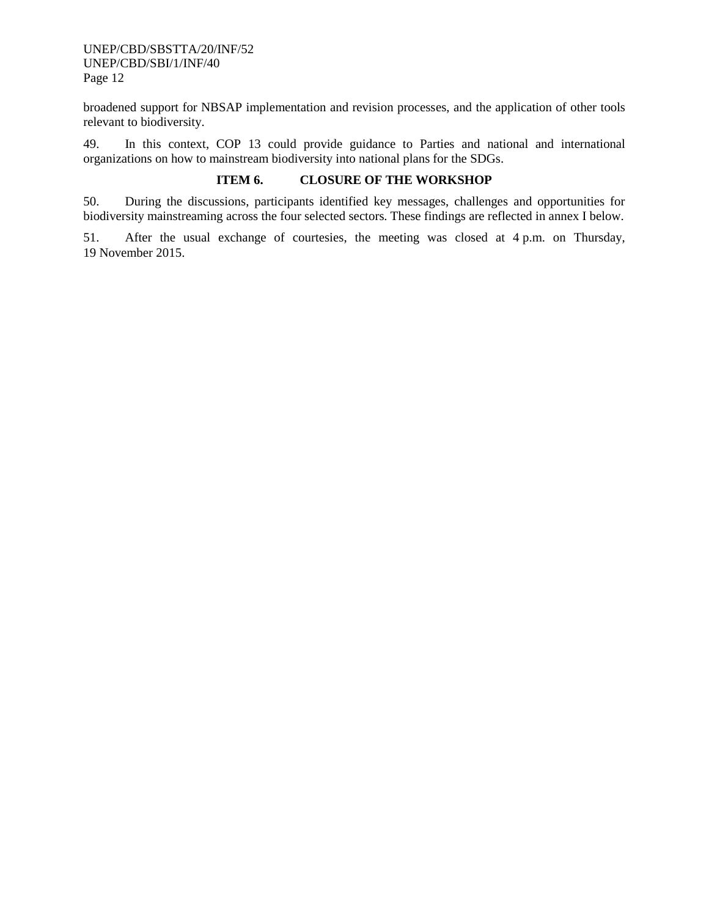broadened support for NBSAP implementation and revision processes, and the application of other tools relevant to biodiversity.

49. In this context, COP 13 could provide guidance to Parties and national and international organizations on how to mainstream biodiversity into national plans for the SDGs.

## ITEM 6. CLOSURE OF THE WORKSHOP

50. During the discussions, participants identified key messages, challenges and opportunities for biodiversity mainstreaming across the four selected sectors. These findings are reflected in annex I below.

51. After the usual exchange of courtesies, the meeting was closed at 4 p.m. on Thursday, 19 November 2015.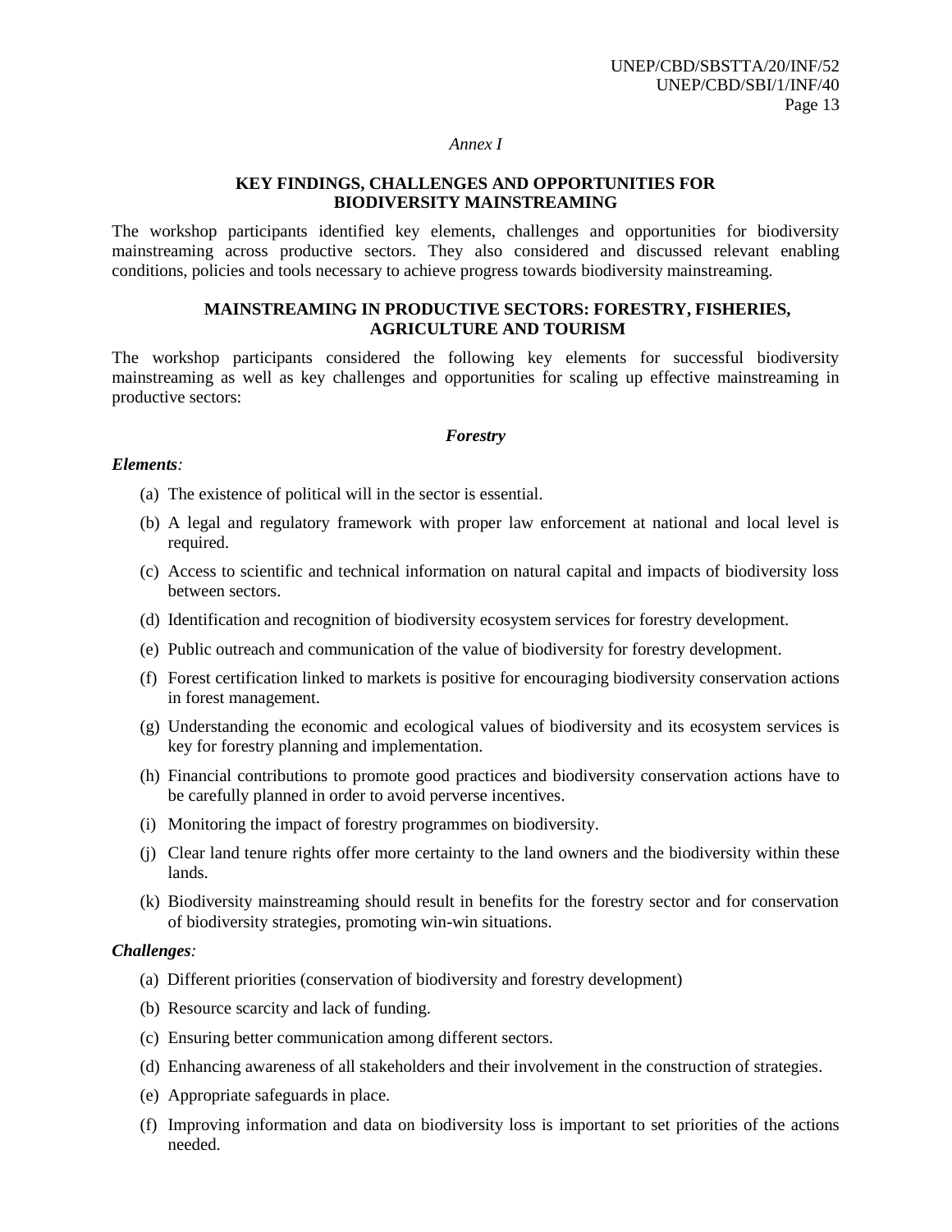*Annex I*

## KEY FINDINGS, CHALLENGES AND OPPORTUNITIES FOR BIODIVERSITY MAINSTREAMING

The workshop participants identified key elements, challenges and opportunities for biodiversity mainstreaming across productive sectors. They also considered and discussed relevant enabling conditions, policies and tools necessary to achieve progress towards biodiversity mainstreaming.

### MAINSTREAMING IN PRODUCTIVE SECTORS: FORESTRY, FISHERIES, AGRICULTURE AND TOURISM

The workshop participants considered the following key elements for successful biodiversity mainstreaming as well as key challenges and opportunities for scaling up effective mainstreaming in productive sectors:

#### *Forestry*

***Elements**:*

(a) The existence of political will in the sector is essential.

(b) A legal and regulatory framework with proper law enforcement at national and local level is required.

(c) Access to scientific and technical information on natural capital and impacts of biodiversity loss between sectors.

(d) Identification and recognition of biodiversity ecosystem services for forestry development.

(e) Public outreach and communication of the value of biodiversity for forestry development.

(f) Forest certification linked to markets is positive for encouraging biodiversity conservation actions in forest management.

(g) Understanding the economic and ecological values of biodiversity and its ecosystem services is key for forestry planning and implementation.

(h) Financial contributions to promote good practices and biodiversity conservation actions have to be carefully planned in order to avoid perverse incentives.

(i) Monitoring the impact of forestry programmes on biodiversity.

(j) Clear land tenure rights offer more certainty to the land owners and the biodiversity within these lands.

(k) Biodiversity mainstreaming should result in benefits for the forestry sector and for conservation of biodiversity strategies, promoting win-win situations.

***Challenges**:*

(a) Different priorities (conservation of biodiversity and forestry development)

(b) Resource scarcity and lack of funding.

(c) Ensuring better communication among different sectors.

(d) Enhancing awareness of all stakeholders and their involvement in the construction of strategies.

(e) Appropriate safeguards in place.

(f) Improving information and data on biodiversity loss is important to set priorities of the actions needed.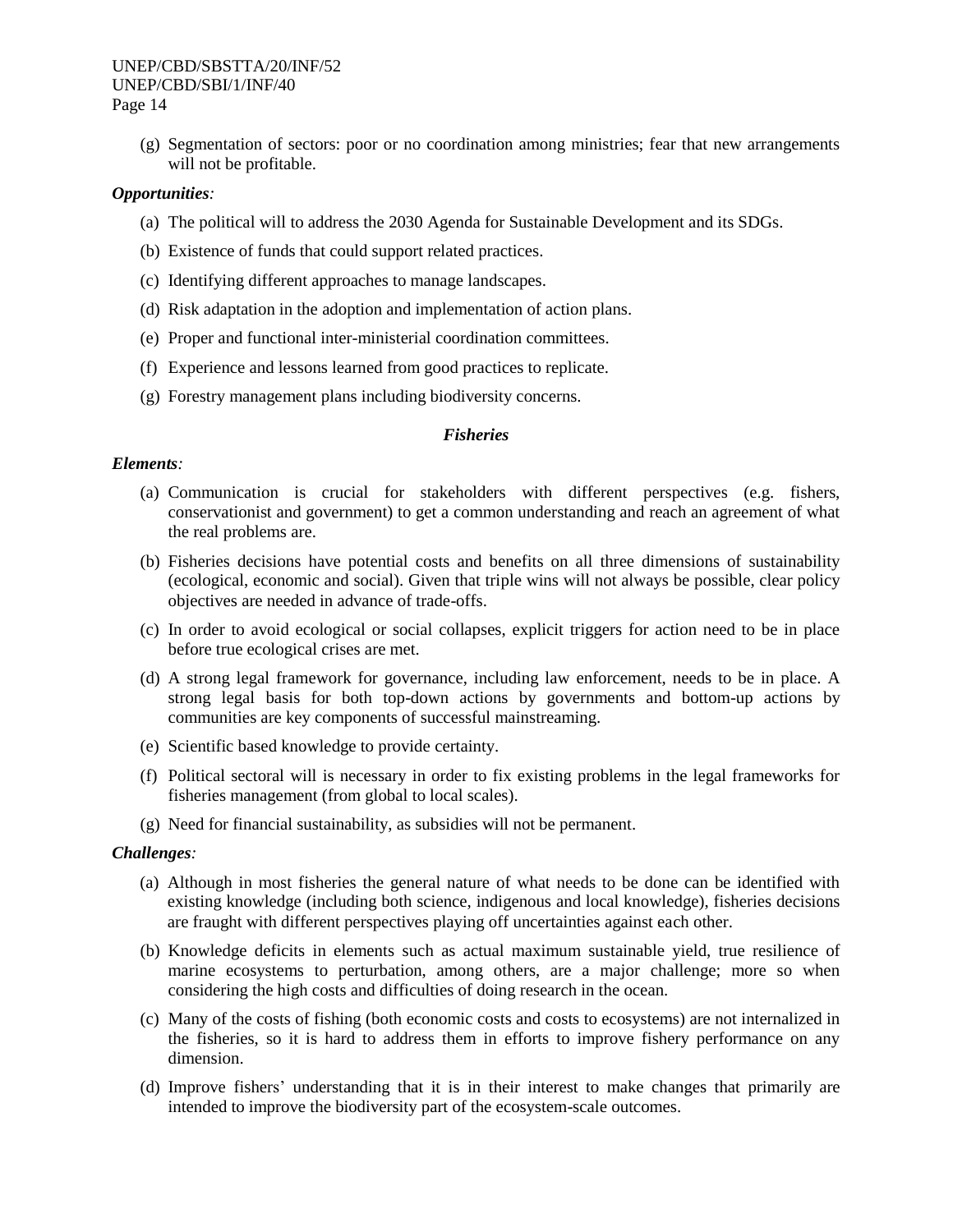(g) Segmentation of sectors: poor or no coordination among ministries; fear that new arrangements will not be profitable.

***Opportunities*:**

(a) The political will to address the 2030 Agenda for Sustainable Development and its SDGs.

(b) Existence of funds that could support related practices.

(c) Identifying different approaches to manage landscapes.

(d) Risk adaptation in the adoption and implementation of action plans.

(e) Proper and functional inter-ministerial coordination committees.

(f) Experience and lessons learned from good practices to replicate.

(g) Forestry management plans including biodiversity concerns.

### *Fisheries*

***Elements*:**

(a) Communication is crucial for stakeholders with different perspectives (e.g. fishers, conservationist and government) to get a common understanding and reach an agreement of what the real problems are.

(b) Fisheries decisions have potential costs and benefits on all three dimensions of sustainability (ecological, economic and social). Given that triple wins will not always be possible, clear policy objectives are needed in advance of trade-offs.

(c) In order to avoid ecological or social collapses, explicit triggers for action need to be in place before true ecological crises are met.

(d) A strong legal framework for governance, including law enforcement, needs to be in place. A strong legal basis for both top-down actions by governments and bottom-up actions by communities are key components of successful mainstreaming.

(e) Scientific based knowledge to provide certainty.

(f) Political sectoral will is necessary in order to fix existing problems in the legal frameworks for fisheries management (from global to local scales).

(g) Need for financial sustainability, as subsidies will not be permanent.

***Challenges*:**

(a) Although in most fisheries the general nature of what needs to be done can be identified with existing knowledge (including both science, indigenous and local knowledge), fisheries decisions are fraught with different perspectives playing off uncertainties against each other.

(b) Knowledge deficits in elements such as actual maximum sustainable yield, true resilience of marine ecosystems to perturbation, among others, are a major challenge; more so when considering the high costs and difficulties of doing research in the ocean.

(c) Many of the costs of fishing (both economic costs and costs to ecosystems) are not internalized in the fisheries, so it is hard to address them in efforts to improve fishery performance on any dimension.

(d) Improve fishers' understanding that it is in their interest to make changes that primarily are intended to improve the biodiversity part of the ecosystem-scale outcomes.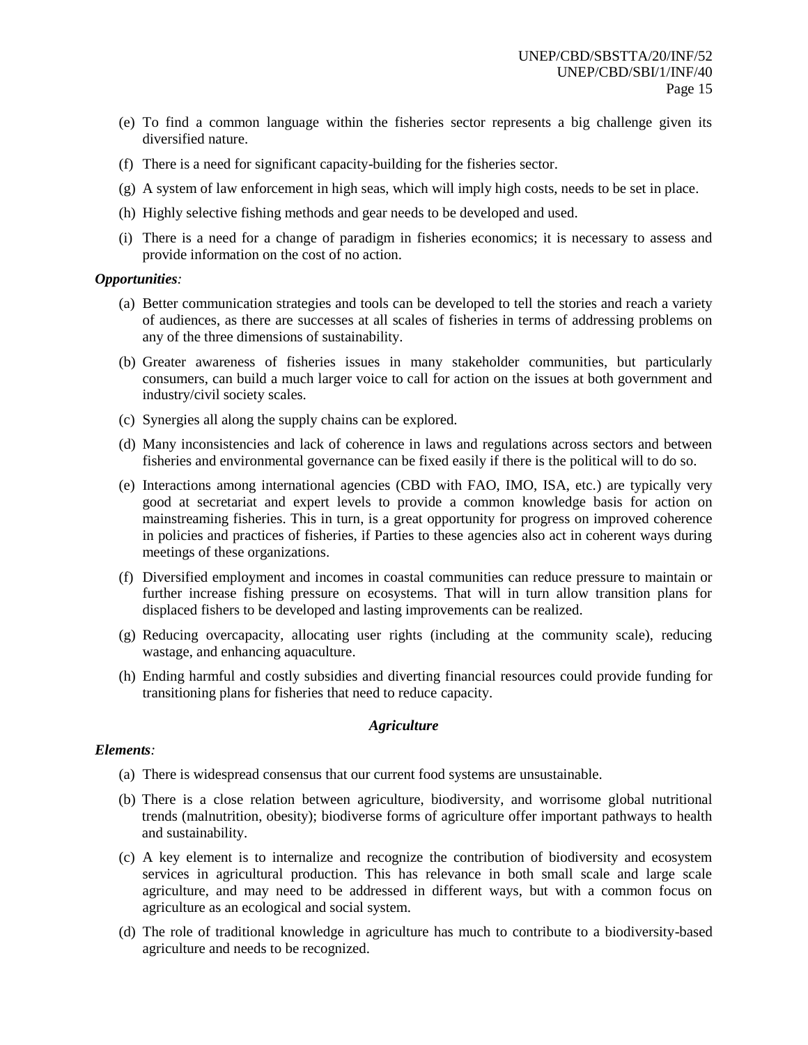(e) To find a common language within the fisheries sector represents a big challenge given its diversified nature.

(f) There is a need for significant capacity-building for the fisheries sector.

(g) A system of law enforcement in high seas, which will imply high costs, needs to be set in place.

(h) Highly selective fishing methods and gear needs to be developed and used.

(i) There is a need for a change of paradigm in fisheries economics; it is necessary to assess and provide information on the cost of no action.

***Opportunities:***

(a) Better communication strategies and tools can be developed to tell the stories and reach a variety of audiences, as there are successes at all scales of fisheries in terms of addressing problems on any of the three dimensions of sustainability.

(b) Greater awareness of fisheries issues in many stakeholder communities, but particularly consumers, can build a much larger voice to call for action on the issues at both government and industry/civil society scales.

(c) Synergies all along the supply chains can be explored.

(d) Many inconsistencies and lack of coherence in laws and regulations across sectors and between fisheries and environmental governance can be fixed easily if there is the political will to do so.

(e) Interactions among international agencies (CBD with FAO, IMO, ISA, etc.) are typically very good at secretariat and expert levels to provide a common knowledge basis for action on mainstreaming fisheries. This in turn, is a great opportunity for progress on improved coherence in policies and practices of fisheries, if Parties to these agencies also act in coherent ways during meetings of these organizations.

(f) Diversified employment and incomes in coastal communities can reduce pressure to maintain or further increase fishing pressure on ecosystems. That will in turn allow transition plans for displaced fishers to be developed and lasting improvements can be realized.

(g) Reducing overcapacity, allocating user rights (including at the community scale), reducing wastage, and enhancing aquaculture.

(h) Ending harmful and costly subsidies and diverting financial resources could provide funding for transitioning plans for fisheries that need to reduce capacity.

### *Agriculture*

***Elements:***

(a) There is widespread consensus that our current food systems are unsustainable.

(b) There is a close relation between agriculture, biodiversity, and worrisome global nutritional trends (malnutrition, obesity); biodiverse forms of agriculture offer important pathways to health and sustainability.

(c) A key element is to internalize and recognize the contribution of biodiversity and ecosystem services in agricultural production. This has relevance in both small scale and large scale agriculture, and may need to be addressed in different ways, but with a common focus on agriculture as an ecological and social system.

(d) The role of traditional knowledge in agriculture has much to contribute to a biodiversity-based agriculture and needs to be recognized.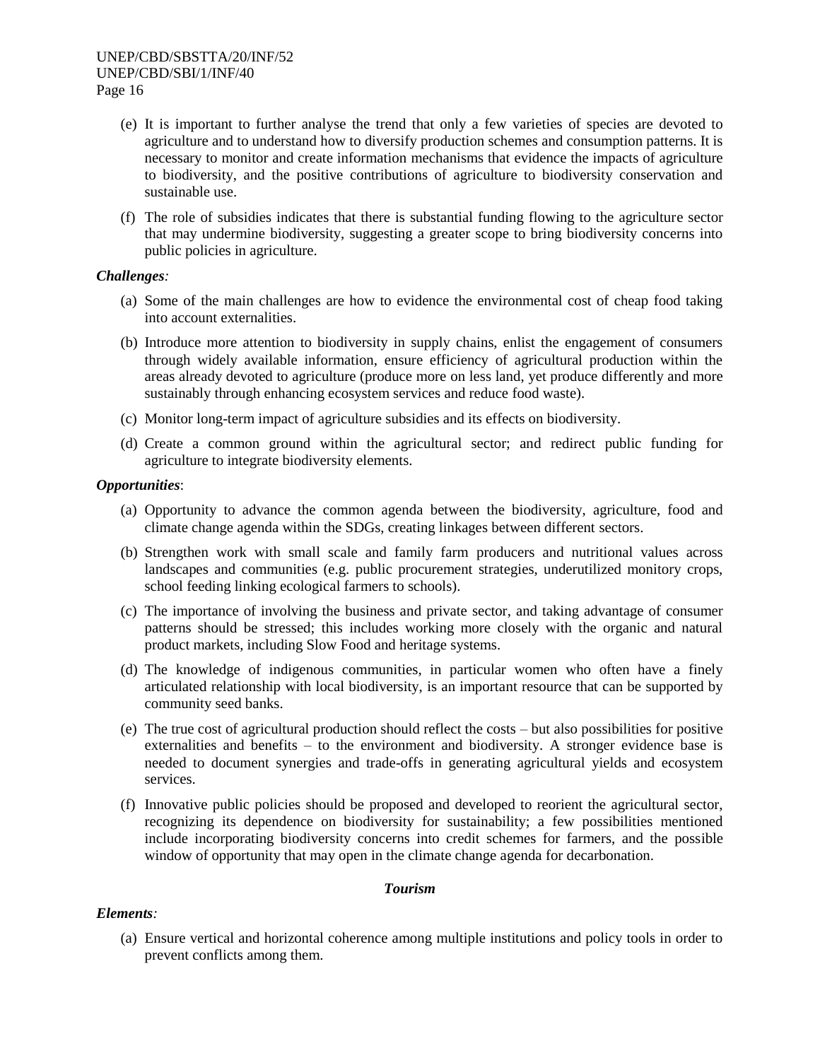(e) It is important to further analyse the trend that only a few varieties of species are devoted to agriculture and to understand how to diversify production schemes and consumption patterns. It is necessary to monitor and create information mechanisms that evidence the impacts of agriculture to biodiversity, and the positive contributions of agriculture to biodiversity conservation and sustainable use.

(f) The role of subsidies indicates that there is substantial funding flowing to the agriculture sector that may undermine biodiversity, suggesting a greater scope to bring biodiversity concerns into public policies in agriculture.

***Challenges:***

(a) Some of the main challenges are how to evidence the environmental cost of cheap food taking into account externalities.

(b) Introduce more attention to biodiversity in supply chains, enlist the engagement of consumers through widely available information, ensure efficiency of agricultural production within the areas already devoted to agriculture (produce more on less land, yet produce differently and more sustainably through enhancing ecosystem services and reduce food waste).

(c) Monitor long-term impact of agriculture subsidies and its effects on biodiversity.

(d) Create a common ground within the agricultural sector; and redirect public funding for agriculture to integrate biodiversity elements.

***Opportunities*:**

(a) Opportunity to advance the common agenda between the biodiversity, agriculture, food and climate change agenda within the SDGs, creating linkages between different sectors.

(b) Strengthen work with small scale and family farm producers and nutritional values across landscapes and communities (e.g. public procurement strategies, underutilized monitory crops, school feeding linking ecological farmers to schools).

(c) The importance of involving the business and private sector, and taking advantage of consumer patterns should be stressed; this includes working more closely with the organic and natural product markets, including Slow Food and heritage systems.

(d) The knowledge of indigenous communities, in particular women who often have a finely articulated relationship with local biodiversity, is an important resource that can be supported by community seed banks.

(e) The true cost of agricultural production should reflect the costs – but also possibilities for positive externalities and benefits – to the environment and biodiversity. A stronger evidence base is needed to document synergies and trade-offs in generating agricultural yields and ecosystem services.

(f) Innovative public policies should be proposed and developed to reorient the agricultural sector, recognizing its dependence on biodiversity for sustainability; a few possibilities mentioned include incorporating biodiversity concerns into credit schemes for farmers, and the possible window of opportunity that may open in the climate change agenda for decarbonation.

### *Tourism*

***Elements:***

(a) Ensure vertical and horizontal coherence among multiple institutions and policy tools in order to prevent conflicts among them.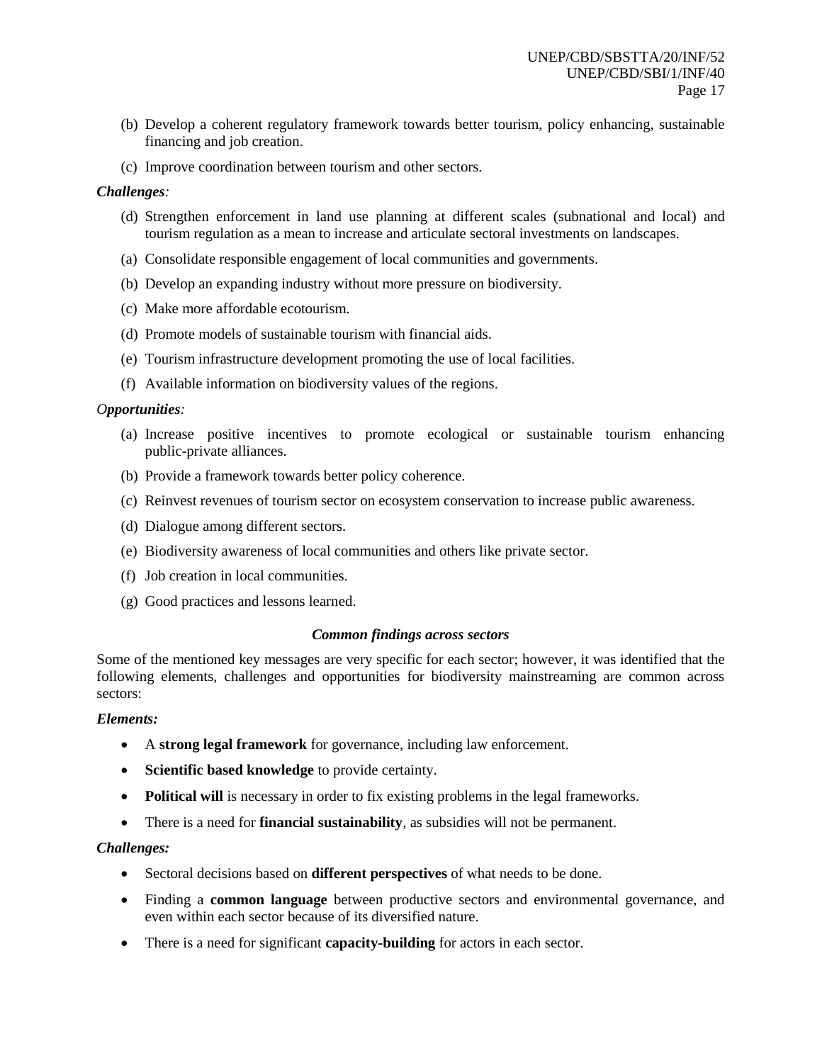(b) Develop a coherent regulatory framework towards better tourism, policy enhancing, sustainable financing and job creation.

(c) Improve coordination between tourism and other sectors.

***Challenges:***

(d) Strengthen enforcement in land use planning at different scales (subnational and local) and tourism regulation as a mean to increase and articulate sectoral investments on landscapes.

(a) Consolidate responsible engagement of local communities and governments.

(b) Develop an expanding industry without more pressure on biodiversity.

(c) Make more affordable ecotourism.

(d) Promote models of sustainable tourism with financial aids.

(e) Tourism infrastructure development promoting the use of local facilities.

(f) Available information on biodiversity values of the regions.

***Opportunities:***

(a) Increase positive incentives to promote ecological or sustainable tourism enhancing public-private alliances.

(b) Provide a framework towards better policy coherence.

(c) Reinvest revenues of tourism sector on ecosystem conservation to increase public awareness.

(d) Dialogue among different sectors.

(e) Biodiversity awareness of local communities and others like private sector.

(f) Job creation in local communities.

(g) Good practices and lessons learned.

### *Common findings across sectors*

Some of the mentioned key messages are very specific for each sector; however, it was identified that the following elements, challenges and opportunities for biodiversity mainstreaming are common across sectors:

***Elements:***

- A **strong legal framework** for governance, including law enforcement.
- **Scientific based knowledge** to provide certainty.
- **Political will** is necessary in order to fix existing problems in the legal frameworks.
- There is a need for **financial sustainability**, as subsidies will not be permanent.

***Challenges:***

- Sectoral decisions based on **different perspectives** of what needs to be done.
- Finding a **common language** between productive sectors and environmental governance, and even within each sector because of its diversified nature.
- There is a need for significant **capacity-building** for actors in each sector.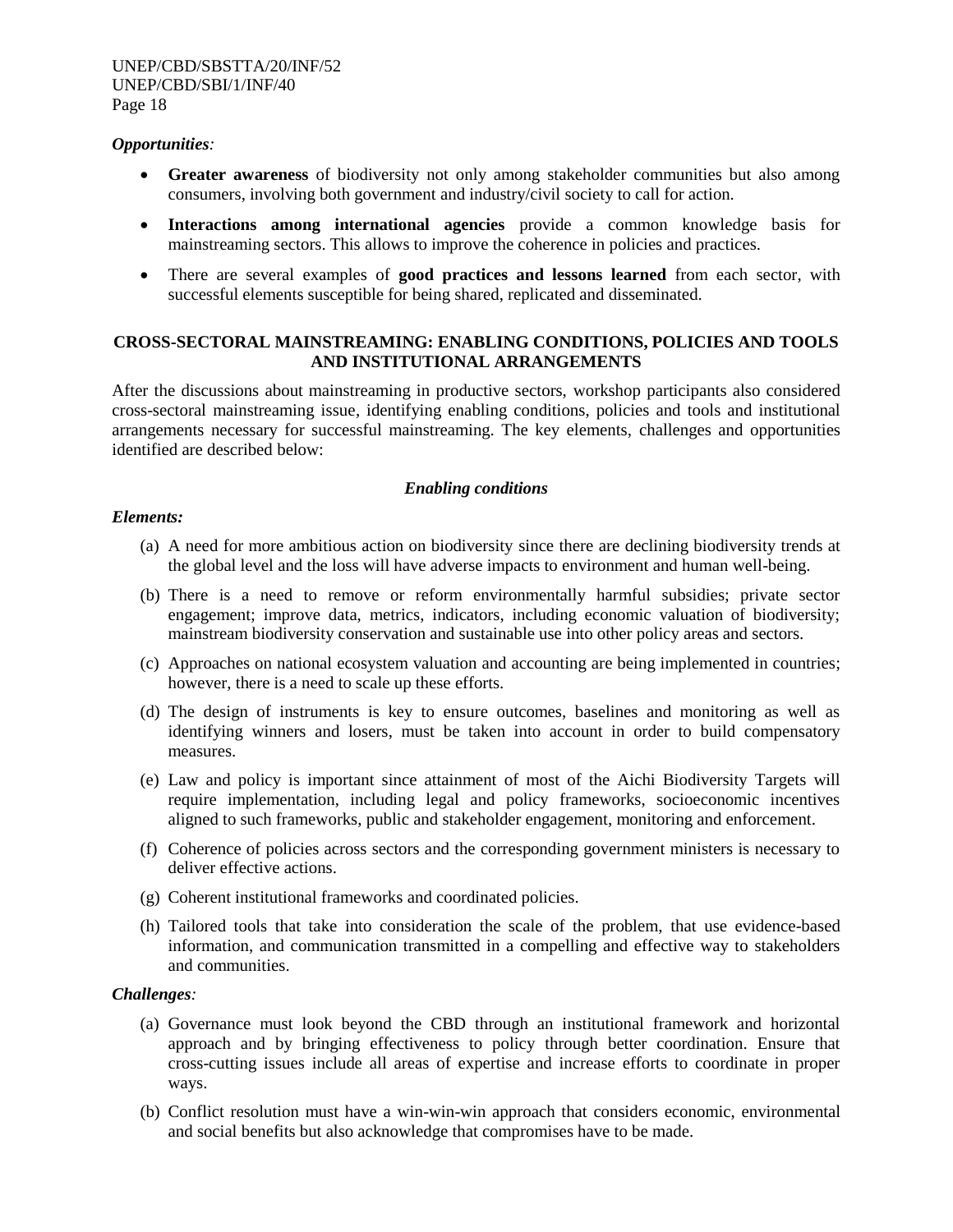*Opportunities:*

- **Greater awareness** of biodiversity not only among stakeholder communities but also among consumers, involving both government and industry/civil society to call for action.
- **Interactions among international agencies** provide a common knowledge basis for mainstreaming sectors. This allows to improve the coherence in policies and practices.
- There are several examples of **good practices and lessons learned** from each sector, with successful elements susceptible for being shared, replicated and disseminated.

## CROSS-SECTORAL MAINSTREAMING: ENABLING CONDITIONS, POLICIES AND TOOLS AND INSTITUTIONAL ARRANGEMENTS

After the discussions about mainstreaming in productive sectors, workshop participants also considered cross-sectoral mainstreaming issue, identifying enabling conditions, policies and tools and institutional arrangements necessary for successful mainstreaming. The key elements, challenges and opportunities identified are described below:

### *Enabling conditions*

***Elements:***

(a) A need for more ambitious action on biodiversity since there are declining biodiversity trends at the global level and the loss will have adverse impacts to environment and human well-being.

(b) There is a need to remove or reform environmentally harmful subsidies; private sector engagement; improve data, metrics, indicators, including economic valuation of biodiversity; mainstream biodiversity conservation and sustainable use into other policy areas and sectors.

(c) Approaches on national ecosystem valuation and accounting are being implemented in countries; however, there is a need to scale up these efforts.

(d) The design of instruments is key to ensure outcomes, baselines and monitoring as well as identifying winners and losers, must be taken into account in order to build compensatory measures.

(e) Law and policy is important since attainment of most of the Aichi Biodiversity Targets will require implementation, including legal and policy frameworks, socioeconomic incentives aligned to such frameworks, public and stakeholder engagement, monitoring and enforcement.

(f) Coherence of policies across sectors and the corresponding government ministers is necessary to deliver effective actions.

(g) Coherent institutional frameworks and coordinated policies.

(h) Tailored tools that take into consideration the scale of the problem, that use evidence-based information, and communication transmitted in a compelling and effective way to stakeholders and communities.

*Challenges:*

(a) Governance must look beyond the CBD through an institutional framework and horizontal approach and by bringing effectiveness to policy through better coordination. Ensure that cross-cutting issues include all areas of expertise and increase efforts to coordinate in proper ways.

(b) Conflict resolution must have a win-win-win approach that considers economic, environmental and social benefits but also acknowledge that compromises have to be made.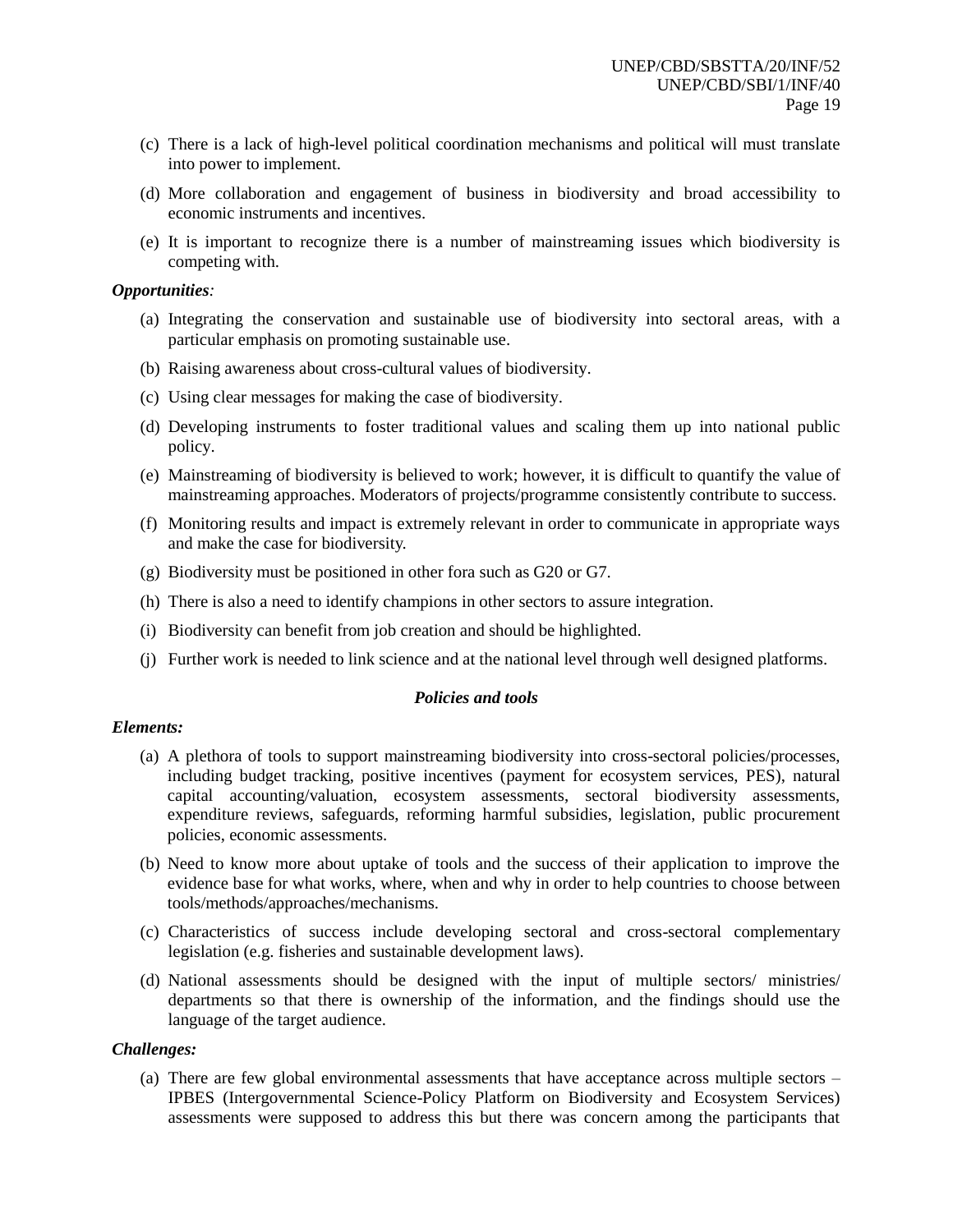(c) There is a lack of high-level political coordination mechanisms and political will must translate into power to implement.

(d) More collaboration and engagement of business in biodiversity and broad accessibility to economic instruments and incentives.

(e) It is important to recognize there is a number of mainstreaming issues which biodiversity is competing with.

***Opportunities:***

(a) Integrating the conservation and sustainable use of biodiversity into sectoral areas, with a particular emphasis on promoting sustainable use.

(b) Raising awareness about cross-cultural values of biodiversity.

(c) Using clear messages for making the case of biodiversity.

(d) Developing instruments to foster traditional values and scaling them up into national public policy.

(e) Mainstreaming of biodiversity is believed to work; however, it is difficult to quantify the value of mainstreaming approaches. Moderators of projects/programme consistently contribute to success.

(f) Monitoring results and impact is extremely relevant in order to communicate in appropriate ways and make the case for biodiversity.

(g) Biodiversity must be positioned in other fora such as G20 or G7.

(h) There is also a need to identify champions in other sectors to assure integration.

(i) Biodiversity can benefit from job creation and should be highlighted.

(j) Further work is needed to link science and at the national level through well designed platforms.

### *Policies and tools*

***Elements:***

(a) A plethora of tools to support mainstreaming biodiversity into cross-sectoral policies/processes, including budget tracking, positive incentives (payment for ecosystem services, PES), natural capital accounting/valuation, ecosystem assessments, sectoral biodiversity assessments, expenditure reviews, safeguards, reforming harmful subsidies, legislation, public procurement policies, economic assessments.

(b) Need to know more about uptake of tools and the success of their application to improve the evidence base for what works, where, when and why in order to help countries to choose between tools/methods/approaches/mechanisms.

(c) Characteristics of success include developing sectoral and cross-sectoral complementary legislation (e.g. fisheries and sustainable development laws).

(d) National assessments should be designed with the input of multiple sectors/ ministries/ departments so that there is ownership of the information, and the findings should use the language of the target audience.

***Challenges:***

(a) There are few global environmental assessments that have acceptance across multiple sectors – IPBES (Intergovernmental Science-Policy Platform on Biodiversity and Ecosystem Services) assessments were supposed to address this but there was concern among the participants that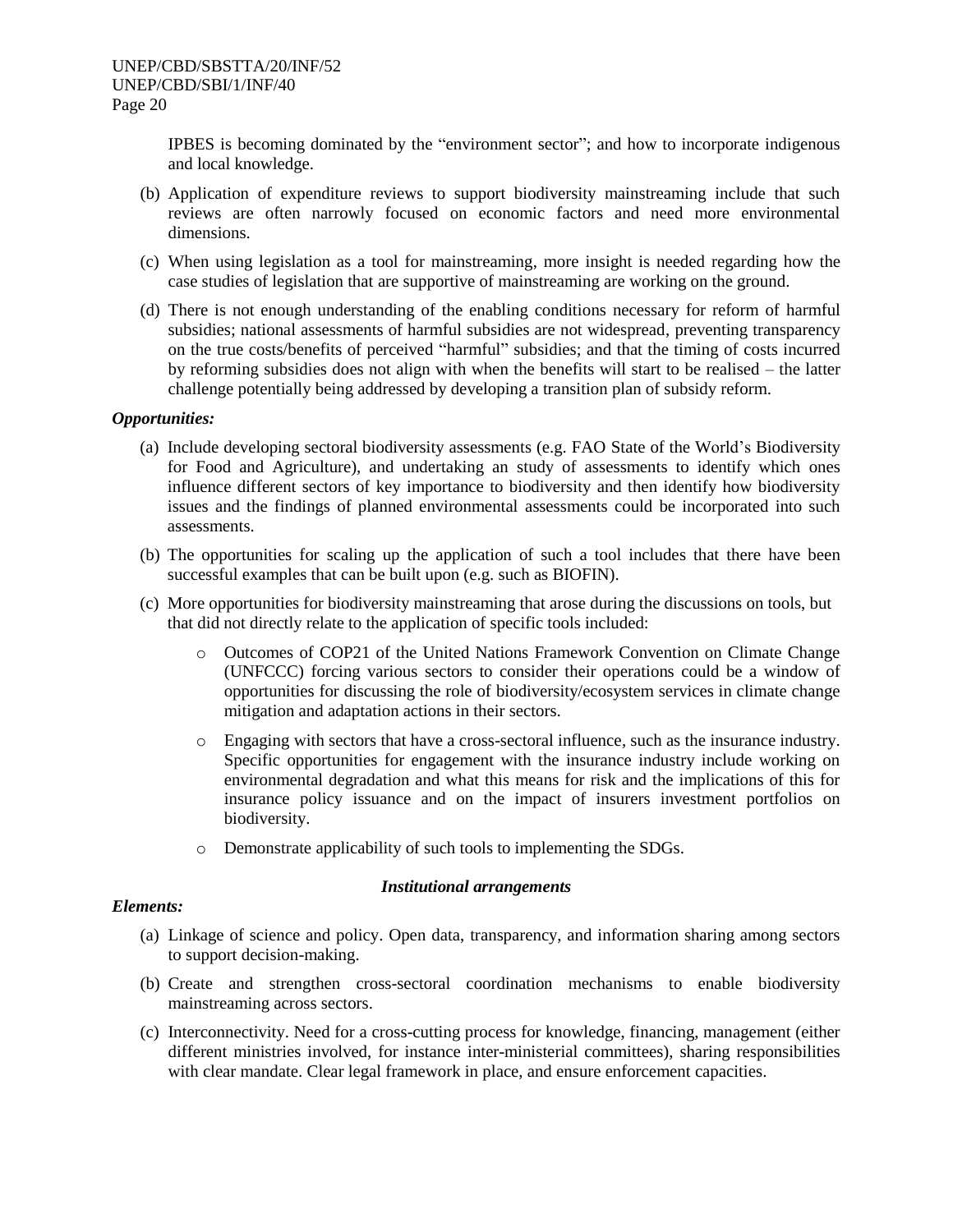IPBES is becoming dominated by the “environment sector”; and how to incorporate indigenous and local knowledge.

(b) Application of expenditure reviews to support biodiversity mainstreaming include that such reviews are often narrowly focused on economic factors and need more environmental dimensions.

(c) When using legislation as a tool for mainstreaming, more insight is needed regarding how the case studies of legislation that are supportive of mainstreaming are working on the ground.

(d) There is not enough understanding of the enabling conditions necessary for reform of harmful subsidies; national assessments of harmful subsidies are not widespread, preventing transparency on the true costs/benefits of perceived “harmful” subsidies; and that the timing of costs incurred by reforming subsidies does not align with when the benefits will start to be realised – the latter challenge potentially being addressed by developing a transition plan of subsidy reform.

***Opportunities:***

(a) Include developing sectoral biodiversity assessments (e.g. FAO State of the World’s Biodiversity for Food and Agriculture), and undertaking an study of assessments to identify which ones influence different sectors of key importance to biodiversity and then identify how biodiversity issues and the findings of planned environmental assessments could be incorporated into such assessments.

(b) The opportunities for scaling up the application of such a tool includes that there have been successful examples that can be built upon (e.g. such as BIOFIN).

(c) More opportunities for biodiversity mainstreaming that arose during the discussions on tools, but that did not directly relate to the application of specific tools included:

- Outcomes of COP21 of the United Nations Framework Convention on Climate Change (UNFCCC) forcing various sectors to consider their operations could be a window of opportunities for discussing the role of biodiversity/ecosystem services in climate change mitigation and adaptation actions in their sectors.
- Engaging with sectors that have a cross-sectoral influence, such as the insurance industry. Specific opportunities for engagement with the insurance industry include working on environmental degradation and what this means for risk and the implications of this for insurance policy issuance and on the impact of insurers investment portfolios on biodiversity.
- Demonstrate applicability of such tools to implementing the SDGs.

### *Institutional arrangements*

***Elements:***

(a) Linkage of science and policy. Open data, transparency, and information sharing among sectors to support decision-making.

(b) Create and strengthen cross-sectoral coordination mechanisms to enable biodiversity mainstreaming across sectors.

(c) Interconnectivity. Need for a cross-cutting process for knowledge, financing, management (either different ministries involved, for instance inter-ministerial committees), sharing responsibilities with clear mandate. Clear legal framework in place, and ensure enforcement capacities.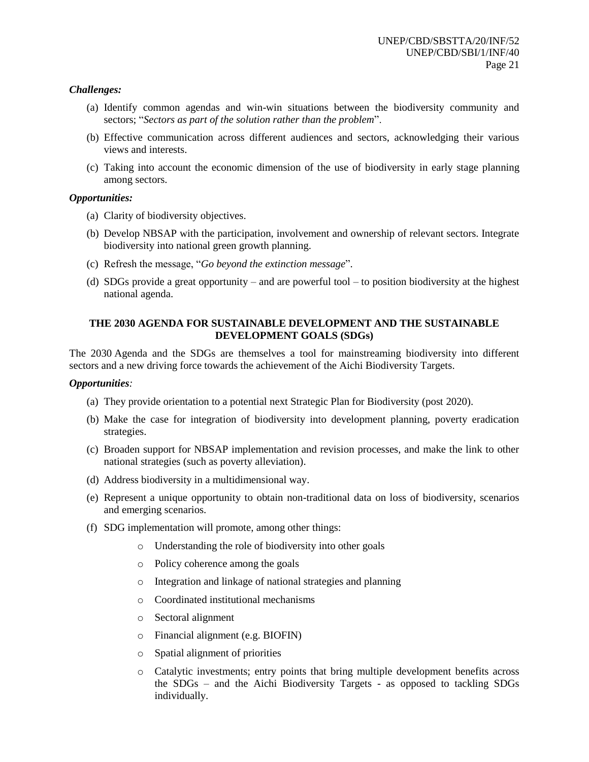***Challenges:***

(a) Identify common agendas and win-win situations between the biodiversity community and sectors; "*Sectors as part of the solution rather than the problem*".

(b) Effective communication across different audiences and sectors, acknowledging their various views and interests.

(c) Taking into account the economic dimension of the use of biodiversity in early stage planning among sectors.

***Opportunities:***

(a) Clarity of biodiversity objectives.

(b) Develop NBSAP with the participation, involvement and ownership of relevant sectors. Integrate biodiversity into national green growth planning.

(c) Refresh the message, "*Go beyond the extinction message*".

(d) SDGs provide a great opportunity – and are powerful tool – to position biodiversity at the highest national agenda.

**THE 2030 AGENDA FOR SUSTAINABLE DEVELOPMENT AND THE SUSTAINABLE DEVELOPMENT GOALS (SDGs)**

The 2030 Agenda and the SDGs are themselves a tool for mainstreaming biodiversity into different sectors and a new driving force towards the achievement of the Aichi Biodiversity Targets.

***Opportunities:***

(a) They provide orientation to a potential next Strategic Plan for Biodiversity (post 2020).

(b) Make the case for integration of biodiversity into development planning, poverty eradication strategies.

(c) Broaden support for NBSAP implementation and revision processes, and make the link to other national strategies (such as poverty alleviation).

(d) Address biodiversity in a multidimensional way.

(e) Represent a unique opportunity to obtain non-traditional data on loss of biodiversity, scenarios and emerging scenarios.

(f) SDG implementation will promote, among other things:

- Understanding the role of biodiversity into other goals
- Policy coherence among the goals
- Integration and linkage of national strategies and planning
- Coordinated institutional mechanisms
- Sectoral alignment
- Financial alignment (e.g. BIOFIN)
- Spatial alignment of priorities
- Catalytic investments; entry points that bring multiple development benefits across the SDGs – and the Aichi Biodiversity Targets - as opposed to tackling SDGs individually.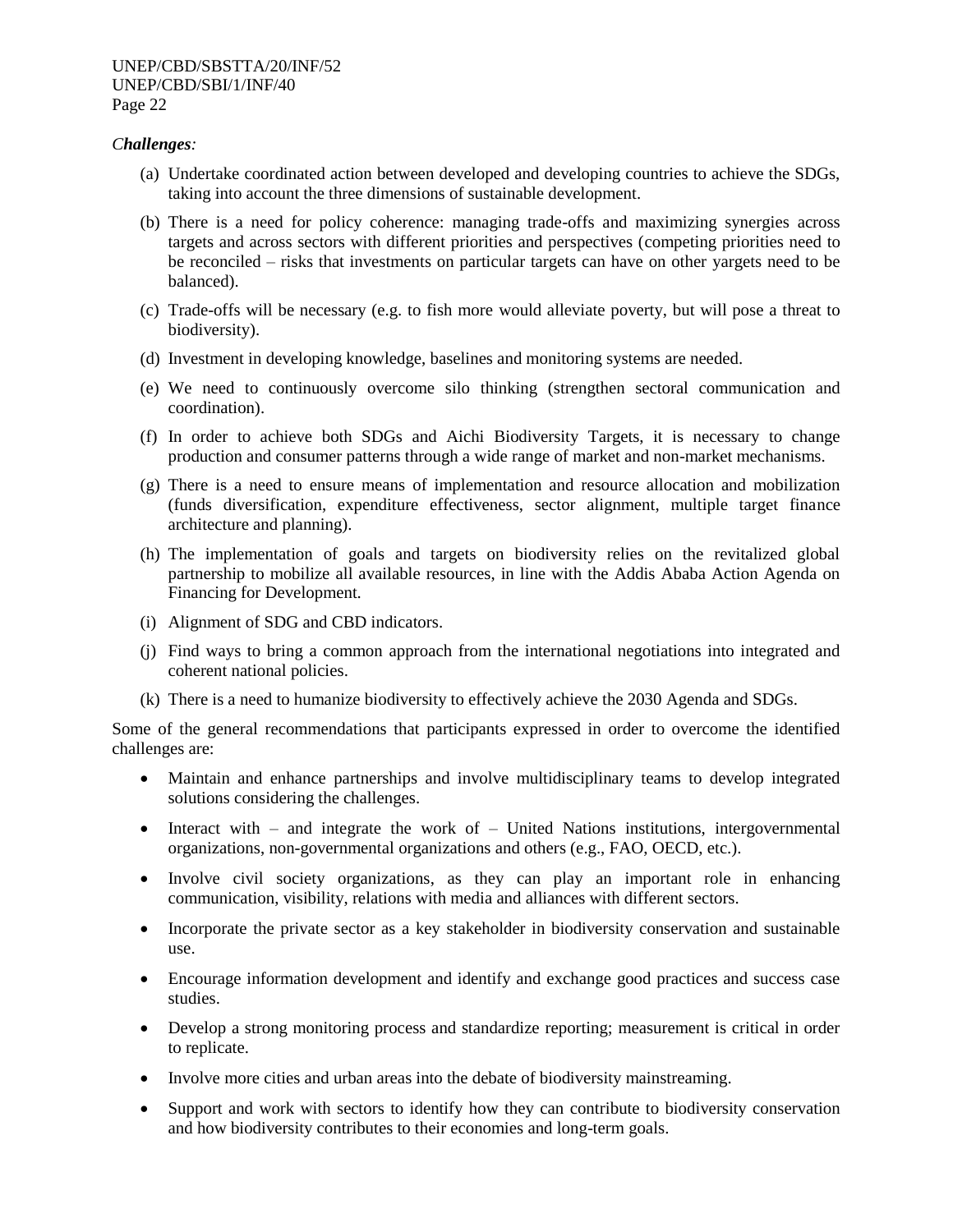*Challenges:*

(a) Undertake coordinated action between developed and developing countries to achieve the SDGs, taking into account the three dimensions of sustainable development.

(b) There is a need for policy coherence: managing trade-offs and maximizing synergies across targets and across sectors with different priorities and perspectives (competing priorities need to be reconciled – risks that investments on particular targets can have on other yargets need to be balanced).

(c) Trade-offs will be necessary (e.g. to fish more would alleviate poverty, but will pose a threat to biodiversity).

(d) Investment in developing knowledge, baselines and monitoring systems are needed.

(e) We need to continuously overcome silo thinking (strengthen sectoral communication and coordination).

(f) In order to achieve both SDGs and Aichi Biodiversity Targets, it is necessary to change production and consumer patterns through a wide range of market and non-market mechanisms.

(g) There is a need to ensure means of implementation and resource allocation and mobilization (funds diversification, expenditure effectiveness, sector alignment, multiple target finance architecture and planning).

(h) The implementation of goals and targets on biodiversity relies on the revitalized global partnership to mobilize all available resources, in line with the Addis Ababa Action Agenda on Financing for Development.

(i) Alignment of SDG and CBD indicators.

(j) Find ways to bring a common approach from the international negotiations into integrated and coherent national policies.

(k) There is a need to humanize biodiversity to effectively achieve the 2030 Agenda and SDGs.

Some of the general recommendations that participants expressed in order to overcome the identified challenges are:

- Maintain and enhance partnerships and involve multidisciplinary teams to develop integrated solutions considering the challenges.
- Interact with – and integrate the work of – United Nations institutions, intergovernmental organizations, non-governmental organizations and others (e.g., FAO, OECD, etc.).
- Involve civil society organizations, as they can play an important role in enhancing communication, visibility, relations with media and alliances with different sectors.
- Incorporate the private sector as a key stakeholder in biodiversity conservation and sustainable use.
- Encourage information development and identify and exchange good practices and success case studies.
- Develop a strong monitoring process and standardize reporting; measurement is critical in order to replicate.
- Involve more cities and urban areas into the debate of biodiversity mainstreaming.
- Support and work with sectors to identify how they can contribute to biodiversity conservation and how biodiversity contributes to their economies and long-term goals.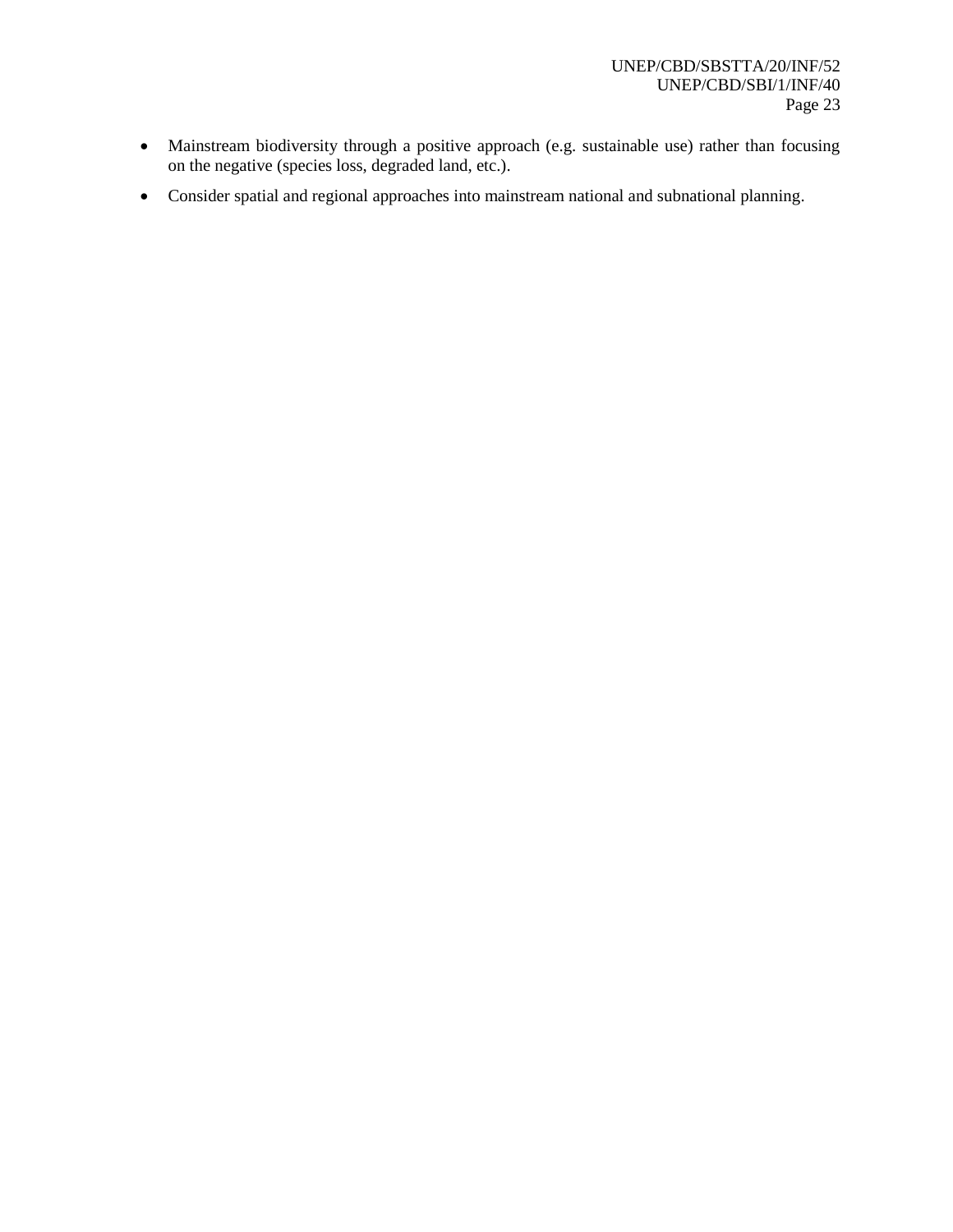- Mainstream biodiversity through a positive approach (e.g. sustainable use) rather than focusing on the negative (species loss, degraded land, etc.).
- Consider spatial and regional approaches into mainstream national and subnational planning.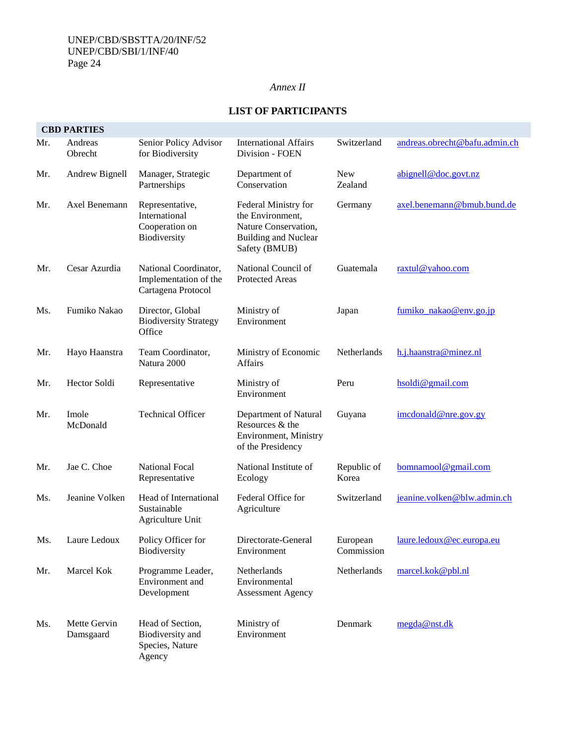*Annex II*

## LIST OF PARTICIPANTS

| CBD PARTIES | | | | | |
|---|---|---|---|---|---|
| Mr. | Andreas Obrecht | Senior Policy Advisor for Biodiversity | International Affairs Division - FOEN | Switzerland | andreas.obrecht@bafu.admin.ch |
| Mr. | Andrew Bignell | Manager, Strategic Partnerships | Department of Conservation | New Zealand | abignell@doc.govt.nz |
| Mr. | Axel Benemann | Representative, International Cooperation on Biodiversity | Federal Ministry for the Environment, Nature Conservation, Building and Nuclear Safety (BMUB) | Germany | axel.benemann@bmub.bund.de |
| Mr. | Cesar Azurdia | National Coordinator, Implementation of the Cartagena Protocol | National Council of Protected Areas | Guatemala | raxtul@yahoo.com |
| Ms. | Fumiko Nakao | Director, Global Biodiversity Strategy Office | Ministry of Environment | Japan | fumiko_nakao@env.go.jp |
| Mr. | Hayo Haanstra | Team Coordinator, Natura 2000 | Ministry of Economic Affairs | Netherlands | h.j.haanstra@minez.nl |
| Mr. | Hector Soldi | Representative | Ministry of Environment | Peru | hsoldi@gmail.com |
| Mr. | Imole McDonald | Technical Officer | Department of Natural Resources & the Environment, Ministry of the Presidency | Guyana | imcdonald@nre.gov.gy |
| Mr. | Jae C. Choe | National Focal Representative | National Institute of Ecology | Republic of Korea | bomnamool@gmail.com |
| Ms. | Jeanine Volken | Head of International Sustainable Agriculture Unit | Federal Office for Agriculture | Switzerland | jeanine.volken@blw.admin.ch |
| Ms. | Laure Ledoux | Policy Officer for Biodiversity | Directorate-General Environment | European Commission | laure.ledoux@ec.europa.eu |
| Mr. | Marcel Kok | Programme Leader, Environment and Development | Netherlands Environmental Assessment Agency | Netherlands | marcel.kok@pbl.nl |
| Ms. | Mette Gervin Damsgaard | Head of Section, Biodiversity and Species, Nature Agency | Ministry of Environment | Denmark | megda@nst.dk |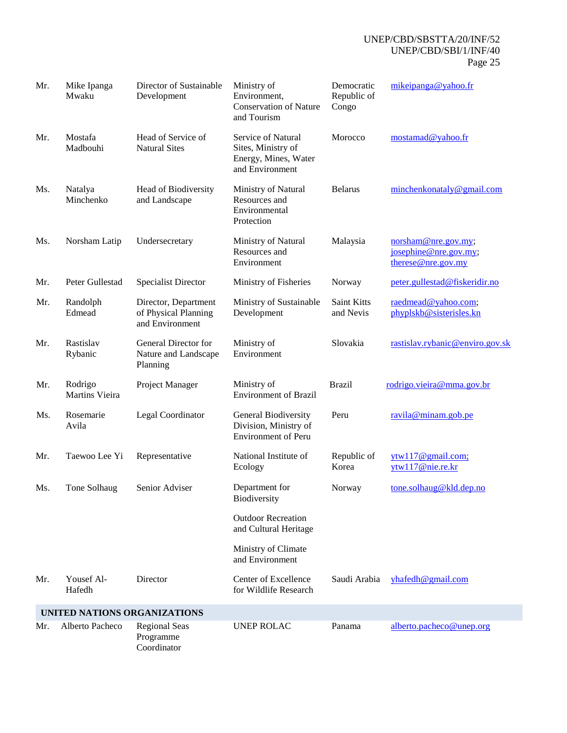| | | | | | |
|---|---|---|---|---|---|
| Mr. | Mike Ipanga Mwaku | Director of Sustainable Development | Ministry of Environment, Conservation of Nature and Tourism | Democratic Republic of Congo | mikeipanga@yahoo.fr |
| Mr. | Mostafa Madbouhi | Head of Service of Natural Sites | Service of Natural Sites, Ministry of Energy, Mines, Water and Environment | Morocco | mostamad@yahoo.fr |
| Ms. | Natalya Minchenko | Head of Biodiversity and Landscape | Ministry of Natural Resources and Environmental Protection | Belarus | minchenkonataly@gmail.com |
| Ms. | Norsham Latip | Undersecretary | Ministry of Natural Resources and Environment | Malaysia | norsham@nre.gov.my; josephine@nre.gov.my; therese@nre.gov.my |
| Mr. | Peter Gullestad | Specialist Director | Ministry of Fisheries | Norway | peter.gullestad@fiskeridir.no |
| Mr. | Randolph Edmead | Director, Department of Physical Planning and Environment | Ministry of Sustainable Development | Saint Kitts and Nevis | raedmead@yahoo.com; phyplskb@sisterisles.kn |
| Mr. | Rastislav Rybanic | General Director for Nature and Landscape Planning | Ministry of Environment | Slovakia | rastislav.rybanic@enviro.gov.sk |
| Mr. | Rodrigo Martins Vieira | Project Manager | Ministry of Environment of Brazil | Brazil | rodrigo.vieira@mma.gov.br |
| Ms. | Rosemarie Avila | Legal Coordinator | General Biodiversity Division, Ministry of Environment of Peru | Peru | ravila@minam.gob.pe |
| Mr. | Taewoo Lee Yi | Representative | National Institute of Ecology | Republic of Korea | ytw117@gmail.com; ytw117@nie.re.kr |
| Ms. | Tone Solhaug | Senior Adviser | Department for Biodiversity<br><br>Outdoor Recreation and Cultural Heritage<br><br>Ministry of Climate and Environment | Norway | tone.solhaug@kld.dep.no |
| Mr. | Yousef Al-Hafedh | Director | Center of Excellence for Wildlife Research | Saudi Arabia | yhafedh@gmail.com |
| **UNITED NATIONS ORGANIZATIONS** | | | | | |
| Mr. | Alberto Pacheco | Regional Seas Programme Coordinator | UNEP ROLAC | Panama | alberto.pacheco@unep.org |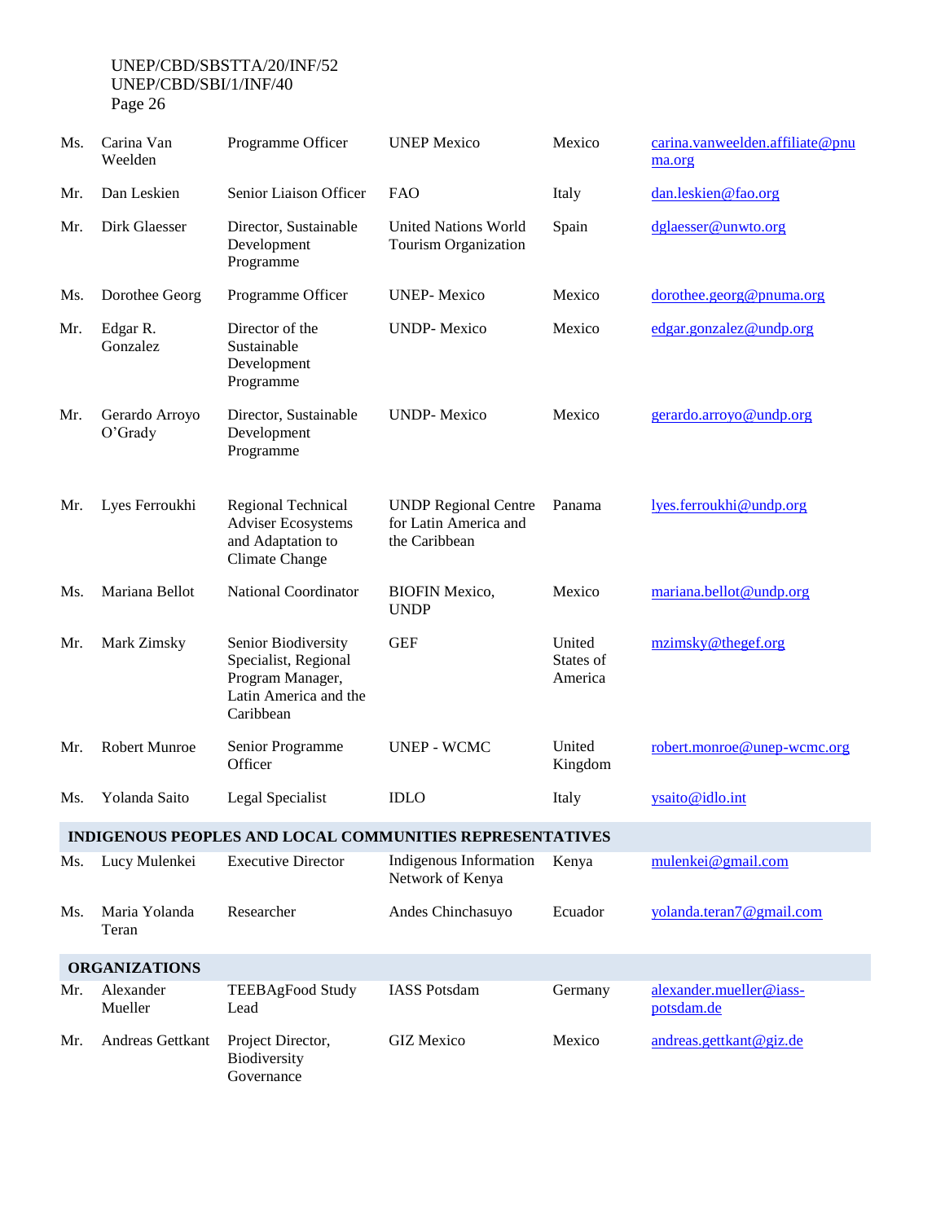| | | | | | |
|---|---|---|---|---|---|
| Ms. | Carina Van Weelden | Programme Officer | UNEP Mexico | Mexico | carina.vanweelden.affiliate@pnuma.org |
| Mr. | Dan Leskien | Senior Liaison Officer | FAO | Italy | dan.leskien@fao.org |
| Mr. | Dirk Glaesser | Director, Sustainable Development Programme | United Nations World Tourism Organization | Spain | dglaesser@unwto.org |
| Ms. | Dorothee Georg | Programme Officer | UNEP- Mexico | Mexico | dorothee.georg@pnuma.org |
| Mr. | Edgar R. Gonzalez | Director of the Sustainable Development Programme | UNDP- Mexico | Mexico | edgar.gonzalez@undp.org |
| Mr. | Gerardo Arroyo O'Grady | Director, Sustainable Development Programme | UNDP- Mexico | Mexico | gerardo.arroyo@undp.org |
| Mr. | Lyes Ferroukhi | Regional Technical Adviser Ecosystems and Adaptation to Climate Change | UNDP Regional Centre for Latin America and the Caribbean | Panama | lyes.ferroukhi@undp.org |
| Ms. | Mariana Bellot | National Coordinator | BIOFIN Mexico, UNDP | Mexico | mariana.bellot@undp.org |
| Mr. | Mark Zimsky | Senior Biodiversity Specialist, Regional Program Manager, Latin America and the Caribbean | GEF | United States of America | mzimsky@thegef.org |
| Mr. | Robert Munroe | Senior Programme Officer | UNEP - WCMC | United Kingdom | robert.monroe@unep-wcmc.org |
| Ms. | Yolanda Saito | Legal Specialist | IDLO | Italy | ysaito@idlo.int |
| **INDIGENOUS PEOPLES AND LOCAL COMMUNITIES REPRESENTATIVES** | | | | | |
| Ms. | Lucy Mulenkei | Executive Director | Indigenous Information Network of Kenya | Kenya | mulenkei@gmail.com |
| Ms. | Maria Yolanda Teran | Researcher | Andes Chinchasuyo | Ecuador | yolanda.teran7@gmail.com |
| **ORGANIZATIONS** | | | | | |
| Mr. | Alexander Mueller | TEEBAgFood Study Lead | IASS Potsdam | Germany | alexander.mueller@iass-potsdam.de |
| Mr. | Andreas Gettkant | Project Director, Biodiversity Governance | GIZ Mexico | Mexico | andreas.gettkant@giz.de |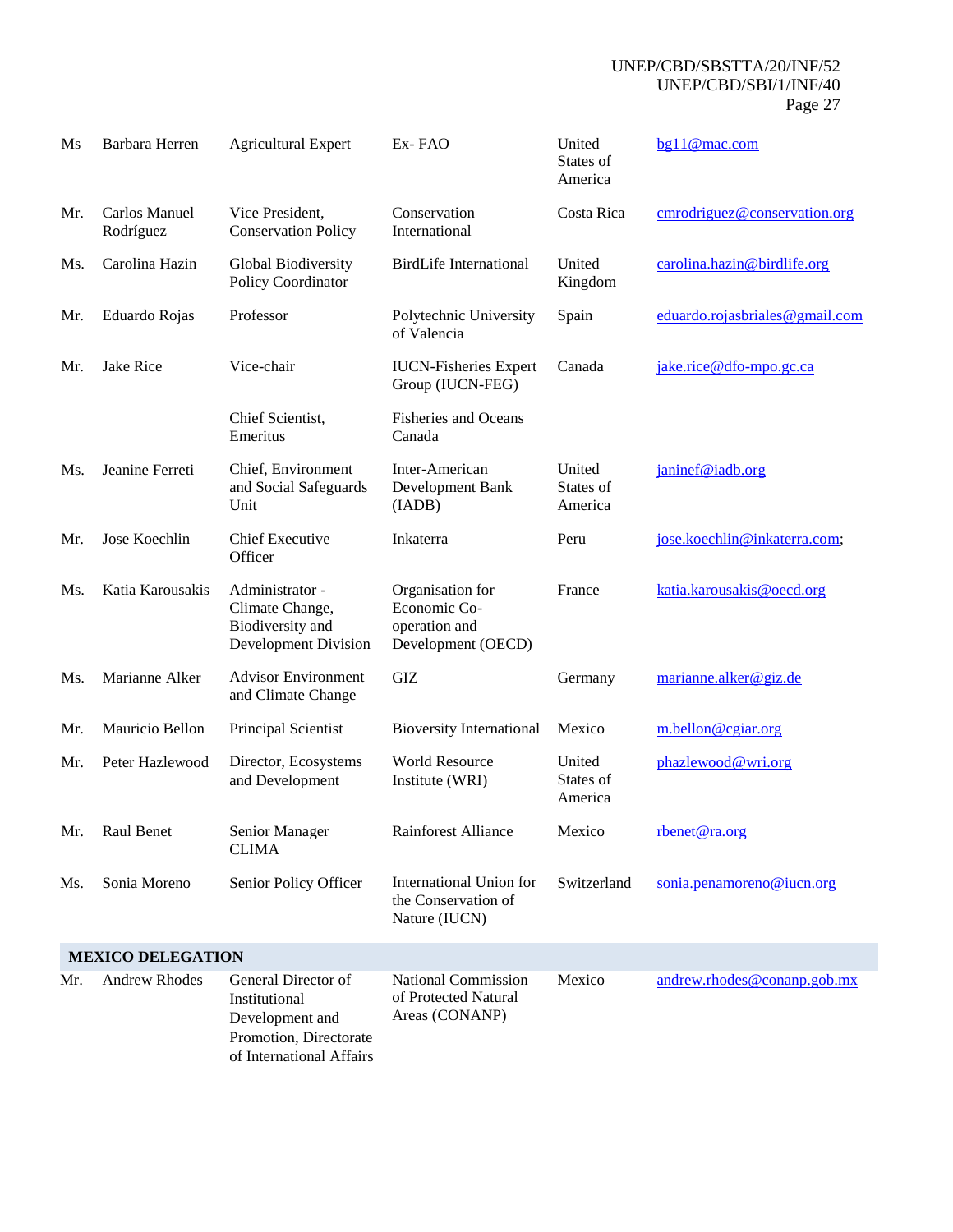| | | | | | |
|---|---|---|---|---|---|
| Ms | Barbara Herren | Agricultural Expert | Ex- FAO | United States of America | bg11@mac.com |
| Mr. | Carlos Manuel Rodríguez | Vice President, Conservation Policy | Conservation International | Costa Rica | cmrodriguez@conservation.org |
| Ms. | Carolina Hazin | Global Biodiversity Policy Coordinator | BirdLife International | United Kingdom | carolina.hazin@birdlife.org |
| Mr. | Eduardo Rojas | Professor | Polytechnic University of Valencia | Spain | eduardo.rojasbriales@gmail.com |
| Mr. | Jake Rice | Vice-chair | IUCN-Fisheries Expert Group (IUCN-FEG) | Canada | jake.rice@dfo-mpo.gc.ca |
| | | Chief Scientist, Emeritus | Fisheries and Oceans Canada | | |
| Ms. | Jeanine Ferreti | Chief, Environment and Social Safeguards Unit | Inter-American Development Bank (IADB) | United States of America | janinef@iadb.org |
| Mr. | Jose Koechlin | Chief Executive Officer | Inkaterra | Peru | jose.koechlin@inkaterra.com; |
| Ms. | Katia Karousakis | Administrator - Climate Change, Biodiversity and Development Division | Organisation for Economic Co-operation and Development (OECD) | France | katia.karousakis@oecd.org |
| Ms. | Marianne Alker | Advisor Environment and Climate Change | GIZ | Germany | marianne.alker@giz.de |
| Mr. | Mauricio Bellon | Principal Scientist | Bioversity International | Mexico | m.bellon@cgiar.org |
| Mr. | Peter Hazlewood | Director, Ecosystems and Development | World Resource Institute (WRI) | United States of America | phazlewood@wri.org |
| Mr. | Raul Benet | Senior Manager CLIMA | Rainforest Alliance | Mexico | rbenet@ra.org |
| Ms. | Sonia Moreno | Senior Policy Officer | International Union for the Conservation of Nature (IUCN) | Switzerland | sonia.penamoreno@iucn.org |
| **MEXICO DELEGATION** | | | | | |
| Mr. | Andrew Rhodes | General Director of Institutional Development and Promotion, Directorate of International Affairs | National Commission of Protected Natural Areas (CONANP) | Mexico | andrew.rhodes@conanp.gob.mx |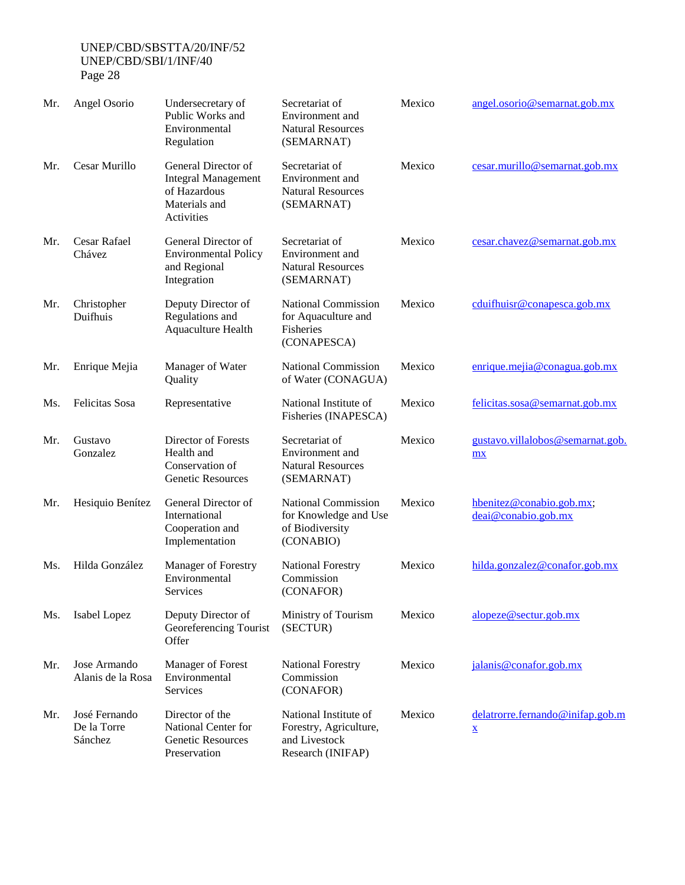| | | | | | |
|---|---|---|---|---|---|
| Mr. | Angel Osorio | Undersecretary of Public Works and Environmental Regulation | Secretariat of Environment and Natural Resources (SEMARNAT) | Mexico | angel.osorio@semarnat.gob.mx |
| Mr. | Cesar Murillo | General Director of Integral Management of Hazardous Materials and Activities | Secretariat of Environment and Natural Resources (SEMARNAT) | Mexico | cesar.murillo@semarnat.gob.mx |
| Mr. | Cesar Rafael Chávez | General Director of Environmental Policy and Regional Integration | Secretariat of Environment and Natural Resources (SEMARNAT) | Mexico | cesar.chavez@semarnat.gob.mx |
| Mr. | Christopher Duifhuis | Deputy Director of Regulations and Aquaculture Health | National Commission for Aquaculture and Fisheries (CONAPESCA) | Mexico | cduifhuisr@conapesca.gob.mx |
| Mr. | Enrique Mejia | Manager of Water Quality | National Commission of Water (CONAGUA) | Mexico | enrique.mejia@conagua.gob.mx |
| Ms. | Felicitas Sosa | Representative | National Institute of Fisheries (INAPESCA) | Mexico | felicitas.sosa@semarnat.gob.mx |
| Mr. | Gustavo Gonzalez | Director of Forests Health and Conservation of Genetic Resources | Secretariat of Environment and Natural Resources (SEMARNAT) | Mexico | gustavo.villalobos@semarnat.gob.mx |
| Mr. | Hesiquio Benítez | General Director of International Cooperation and Implementation | National Commission for Knowledge and Use of Biodiversity (CONABIO) | Mexico | hbenitez@conabio.gob.mx; deai@conabio.gob.mx |
| Ms. | Hilda González | Manager of Forestry Environmental Services | National Forestry Commission (CONAFOR) | Mexico | hilda.gonzalez@conafor.gob.mx |
| Ms. | Isabel Lopez | Deputy Director of Georeferencing Tourist Offer | Ministry of Tourism (SECTUR) | Mexico | alopeze@sectur.gob.mx |
| Mr. | Jose Armando Alanis de la Rosa | Manager of Forest Environmental Services | National Forestry Commission (CONAFOR) | Mexico | jalanis@conafor.gob.mx |
| Mr. | José Fernando De la Torre Sánchez | Director of the National Center for Genetic Resources Preservation | National Institute of Forestry, Agriculture, and Livestock Research (INIFAP) | Mexico | delatrorre.fernando@inifap.gob.mx |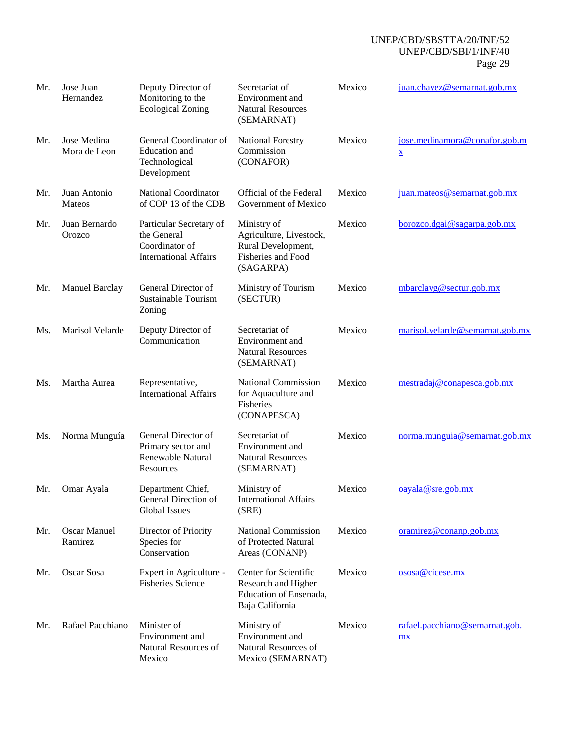| | | | | | |
|---|---|---|---|---|---|
| Mr. | Jose Juan Hernandez | Deputy Director of Monitoring to the Ecological Zoning | Secretariat of Environment and Natural Resources (SEMARNAT) | Mexico | juan.chavez@semarnat.gob.mx |
| Mr. | Jose Medina Mora de Leon | General Coordinator of Education and Technological Development | National Forestry Commission (CONAFOR) | Mexico | jose.medinamora@conafor.gob.mx |
| Mr. | Juan Antonio Mateos | National Coordinator of COP 13 of the CDB | Official of the Federal Government of Mexico | Mexico | juan.mateos@semarnat.gob.mx |
| Mr. | Juan Bernardo Orozco | Particular Secretary of the General Coordinator of International Affairs | Ministry of Agriculture, Livestock, Rural Development, Fisheries and Food (SAGARPA) | Mexico | borozco.dgai@sagarpa.gob.mx |
| Mr. | Manuel Barclay | General Director of Sustainable Tourism Zoning | Ministry of Tourism (SECTUR) | Mexico | mbarclayg@sectur.gob.mx |
| Ms. | Marisol Velarde | Deputy Director of Communication | Secretariat of Environment and Natural Resources (SEMARNAT) | Mexico | marisol.velarde@semarnat.gob.mx |
| Ms. | Martha Aurea | Representative, International Affairs | National Commission for Aquaculture and Fisheries (CONAPESCA) | Mexico | mestradaj@conapesca.gob.mx |
| Ms. | Norma Munguía | General Director of Primary sector and Renewable Natural Resources | Secretariat of Environment and Natural Resources (SEMARNAT) | Mexico | norma.munguia@semarnat.gob.mx |
| Mr. | Omar Ayala | Department Chief, General Direction of Global Issues | Ministry of International Affairs (SRE) | Mexico | oayala@sre.gob.mx |
| Mr. | Oscar Manuel Ramirez | Director of Priority Species for Conservation | National Commission of Protected Natural Areas (CONANP) | Mexico | oramirez@conanp.gob.mx |
| Mr. | Oscar Sosa | Expert in Agriculture - Fisheries Science | Center for Scientific Research and Higher Education of Ensenada, Baja California | Mexico | ososa@cicese.mx |
| Mr. | Rafael Pacchiano | Minister of Environment and Natural Resources of Mexico | Ministry of Environment and Natural Resources of Mexico (SEMARNAT) | Mexico | rafael.pacchiano@semarnat.gob.mx |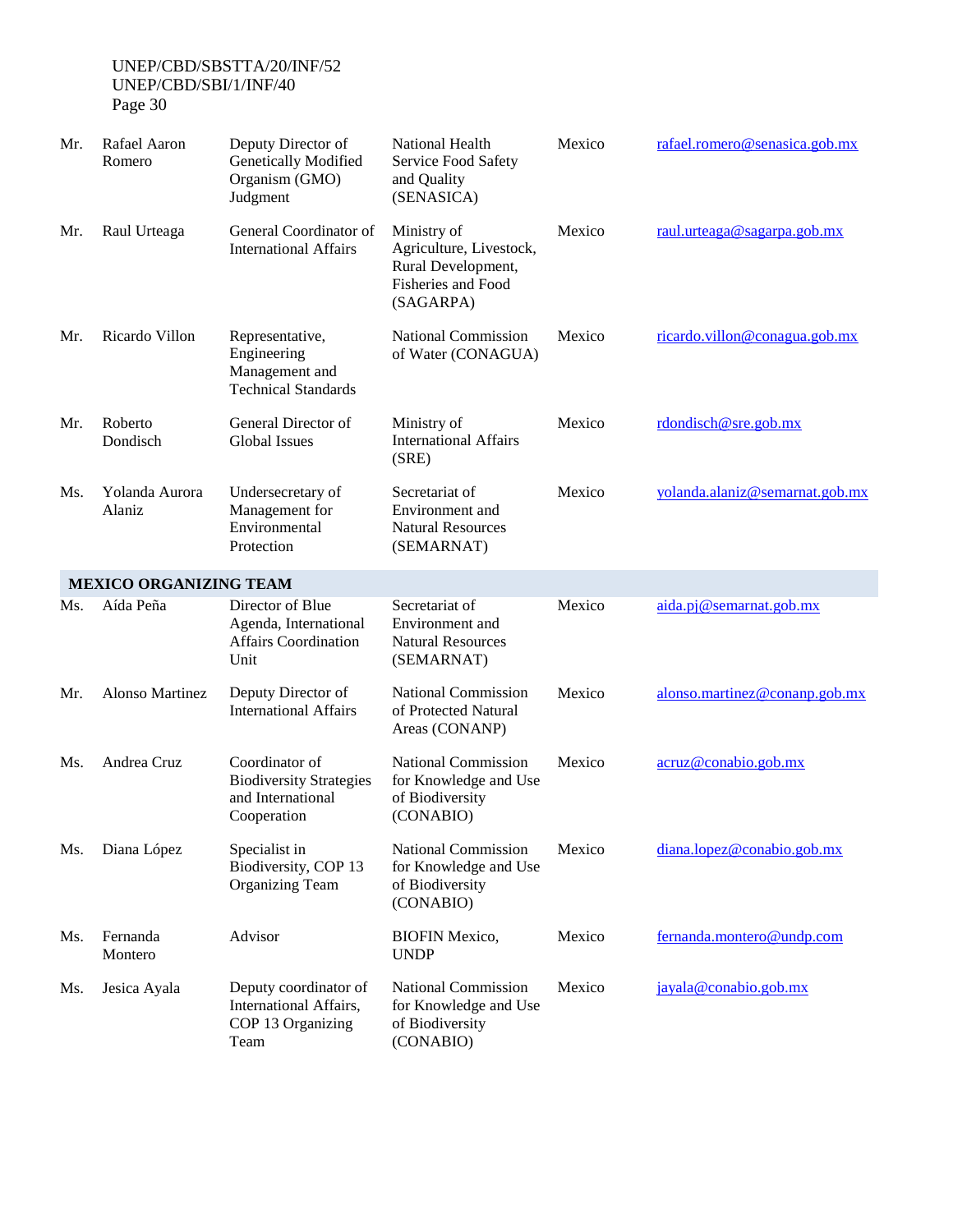| | | | | | |
|---|---|---|---|---|---|
| Mr. | Rafael Aaron Romero | Deputy Director of Genetically Modified Organism (GMO) Judgment | National Health Service Food Safety and Quality (SENASICA) | Mexico | rafael.romero@senasica.gob.mx |
| Mr. | Raul Urteaga | General Coordinator of International Affairs | Ministry of Agriculture, Livestock, Rural Development, Fisheries and Food (SAGARPA) | Mexico | raul.urteaga@sagarpa.gob.mx |
| Mr. | Ricardo Villon | Representative, Engineering Management and Technical Standards | National Commission of Water (CONAGUA) | Mexico | ricardo.villon@conagua.gob.mx |
| Mr. | Roberto Dondisch | General Director of Global Issues | Ministry of International Affairs (SRE) | Mexico | rdondisch@sre.gob.mx |
| Ms. | Yolanda Aurora Alaniz | Undersecretary of Management for Environmental Protection | Secretariat of Environment and Natural Resources (SEMARNAT) | Mexico | yolanda.alaniz@semarnat.gob.mx |
| **MEXICO ORGANIZING TEAM** | | | | | |
| Ms. | Aída Peña | Director of Blue Agenda, International Affairs Coordination Unit | Secretariat of Environment and Natural Resources (SEMARNAT) | Mexico | aida.pj@semarnat.gob.mx |
| Mr. | Alonso Martinez | Deputy Director of International Affairs | National Commission of Protected Natural Areas (CONANP) | Mexico | alonso.martinez@conanp.gob.mx |
| Ms. | Andrea Cruz | Coordinator of Biodiversity Strategies and International Cooperation | National Commission for Knowledge and Use of Biodiversity (CONABIO) | Mexico | acruz@conabio.gob.mx |
| Ms. | Diana López | Specialist in Biodiversity, COP 13 Organizing Team | National Commission for Knowledge and Use of Biodiversity (CONABIO) | Mexico | diana.lopez@conabio.gob.mx |
| Ms. | Fernanda Montero | Advisor | BIOFIN Mexico, UNDP | Mexico | fernanda.montero@undp.com |
| Ms. | Jesica Ayala | Deputy coordinator of International Affairs, COP 13 Organizing Team | National Commission for Knowledge and Use of Biodiversity (CONABIO) | Mexico | jayala@conabio.gob.mx |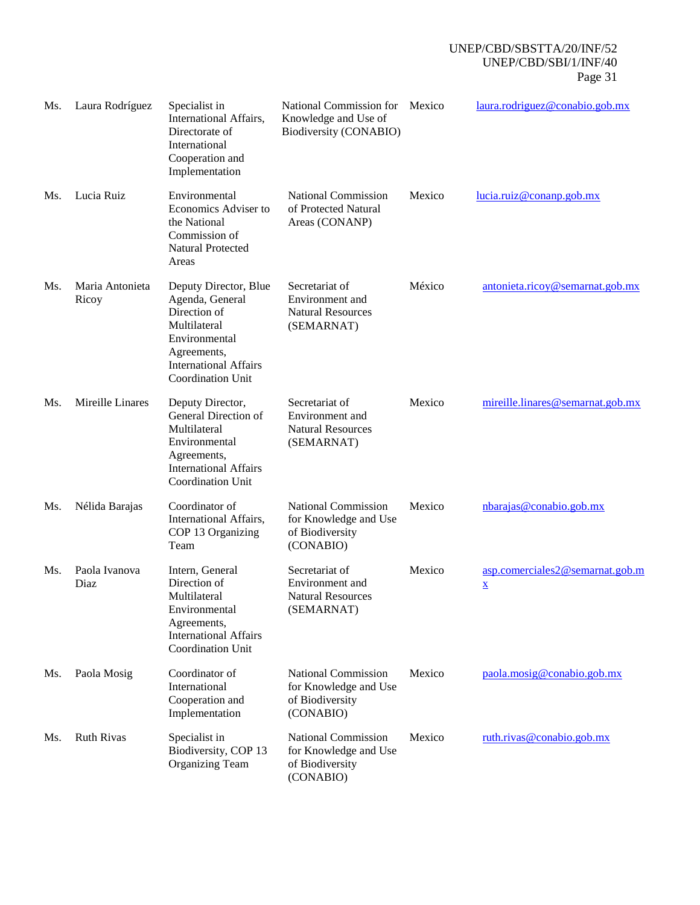| | | | | | |
|---|---|---|---|---|---|
| Ms. | Laura Rodríguez | Specialist in International Affairs, Directorate of International Cooperation and Implementation | National Commission for Knowledge and Use of Biodiversity (CONABIO) | Mexico | laura.rodriguez@conabio.gob.mx |
| Ms. | Lucia Ruiz | Environmental Economics Adviser to the National Commission of Natural Protected Areas | National Commission of Protected Natural Areas (CONANP) | Mexico | lucia.ruiz@conanp.gob.mx |
| Ms. | Maria Antonieta Ricoy | Deputy Director, Blue Agenda, General Direction of Multilateral Environmental Agreements, International Affairs Coordination Unit | Secretariat of Environment and Natural Resources (SEMARNAT) | México | antonieta.ricoy@semarnat.gob.mx |
| Ms. | Mireille Linares | Deputy Director, General Direction of Multilateral Environmental Agreements, International Affairs Coordination Unit | Secretariat of Environment and Natural Resources (SEMARNAT) | Mexico | mireille.linares@semarnat.gob.mx |
| Ms. | Nélida Barajas | Coordinator of International Affairs, COP 13 Organizing Team | National Commission for Knowledge and Use of Biodiversity (CONABIO) | Mexico | nbarajas@conabio.gob.mx |
| Ms. | Paola Ivanova Diaz | Intern, General Direction of Multilateral Environmental Agreements, International Affairs Coordination Unit | Secretariat of Environment and Natural Resources (SEMARNAT) | Mexico | asp.comerciales2@semarnat.gob.mx |
| Ms. | Paola Mosig | Coordinator of International Cooperation and Implementation | National Commission for Knowledge and Use of Biodiversity (CONABIO) | Mexico | paola.mosig@conabio.gob.mx |
| Ms. | Ruth Rivas | Specialist in Biodiversity, COP 13 Organizing Team | National Commission for Knowledge and Use of Biodiversity (CONABIO) | Mexico | ruth.rivas@conabio.gob.mx |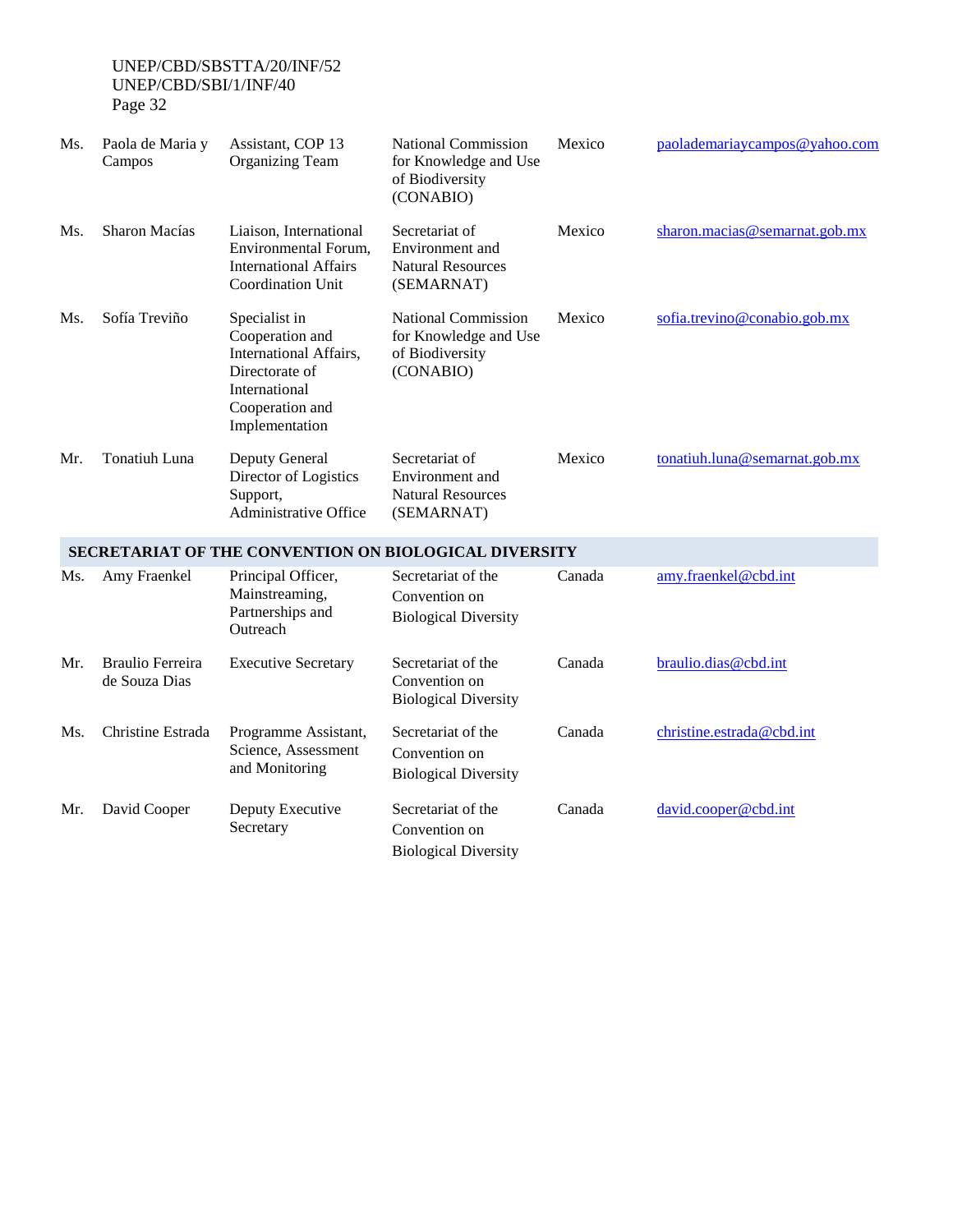| | | | | | |
|---|---|---|---|---|---|
| Ms. | Paola de Maria y Campos | Assistant, COP 13 Organizing Team | National Commission for Knowledge and Use of Biodiversity (CONABIO) | Mexico | paolademariaycampos@yahoo.com |
| Ms. | Sharon Macías | Liaison, International Environmental Forum, International Affairs Coordination Unit | Secretariat of Environment and Natural Resources (SEMARNAT) | Mexico | sharon.macias@semarnat.gob.mx |
| Ms. | Sofía Treviño | Specialist in Cooperation and International Affairs, Directorate of International Cooperation and Implementation | National Commission for Knowledge and Use of Biodiversity (CONABIO) | Mexico | sofia.trevino@conabio.gob.mx |
| Mr. | Tonatiuh Luna | Deputy General Director of Logistics Support, Administrative Office | Secretariat of Environment and Natural Resources (SEMARNAT) | Mexico | tonatiuh.luna@semarnat.gob.mx |
| **SECRETARIAT OF THE CONVENTION ON BIOLOGICAL DIVERSITY** | | | | | |
| Ms. | Amy Fraenkel | Principal Officer, Mainstreaming, Partnerships and Outreach | Secretariat of the Convention on Biological Diversity | Canada | amy.fraenkel@cbd.int |
| Mr. | Braulio Ferreira de Souza Dias | Executive Secretary | Secretariat of the Convention on Biological Diversity | Canada | braulio.dias@cbd.int |
| Ms. | Christine Estrada | Programme Assistant, Science, Assessment and Monitoring | Secretariat of the Convention on Biological Diversity | Canada | christine.estrada@cbd.int |
| Mr. | David Cooper | Deputy Executive Secretary | Secretariat of the Convention on Biological Diversity | Canada | david.cooper@cbd.int |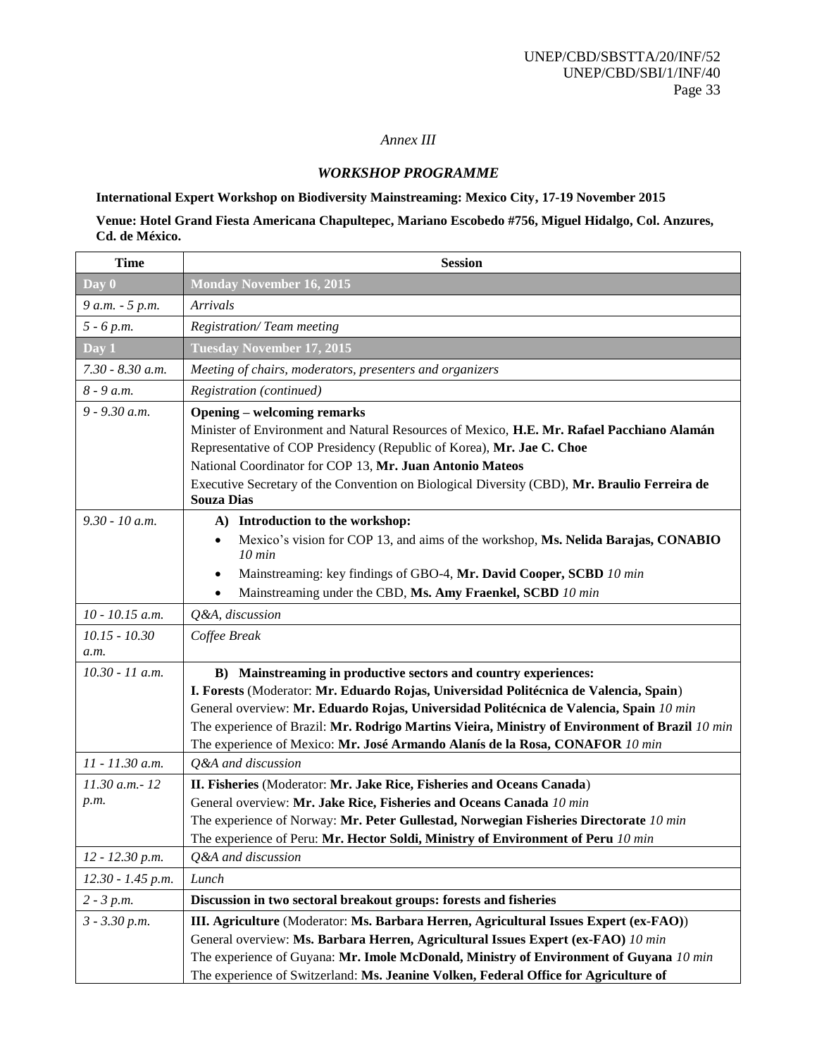*Annex III*

## *WORKSHOP PROGRAMME*

**International Expert Workshop on Biodiversity Mainstreaming: Mexico City, 17-19 November 2015**

**Venue: Hotel Grand Fiesta Americana Chapultepec, Mariano Escobedo #756, Miguel Hidalgo, Col. Anzures, Cd. de México.**

| Time | Session |
|---|---|
| **Day 0** | **Monday November 16, 2015** |
| *9 a.m. - 5 p.m.* | *Arrivals* |
| *5 - 6 p.m.* | *Registration/ Team meeting* |
| **Day 1** | **Tuesday November 17, 2015** |
| *7.30 - 8.30 a.m.* | *Meeting of chairs, moderators, presenters and organizers* |
| *8 - 9 a.m.* | *Registration (continued)* |
| *9 - 9.30 a.m.* | **Opening – welcoming remarks**<br>Minister of Environment and Natural Resources of Mexico, **H.E. Mr. Rafael Pacchiano Alamán**<br>Representative of COP Presidency (Republic of Korea), **Mr. Jae C. Choe**<br>National Coordinator for COP 13, **Mr. Juan Antonio Mateos**<br>Executive Secretary of the Convention on Biological Diversity (CBD), **Mr. Braulio Ferreira de Souza Dias** |
| *9.30 - 10 a.m.* | **A) Introduction to the workshop:**<br>• Mexico's vision for COP 13, and aims of the workshop, **Ms. Nelida Barajas, CONABIO** *10 min*<br>• Mainstreaming: key findings of GBO-4, **Mr. David Cooper, SCBD** *10 min*<br>• Mainstreaming under the CBD, **Ms. Amy Fraenkel, SCBD** *10 min* |
| *10 - 10.15 a.m.* | *Q&A, discussion* |
| *10.15 - 10.30 a.m.* | *Coffee Break* |
| *10.30 - 11 a.m.* | **B) Mainstreaming in productive sectors and country experiences:**<br>**I. Forests** (Moderator: **Mr. Eduardo Rojas, Universidad Politécnica de Valencia, Spain**)<br>General overview: **Mr. Eduardo Rojas, Universidad Politécnica de Valencia, Spain** *10 min*<br>The experience of Brazil: **Mr. Rodrigo Martins Vieira, Ministry of Environment of Brazil** *10 min*<br>The experience of Mexico: **Mr. José Armando Alanís de la Rosa, CONAFOR** *10 min* |
| *11 - 11.30 a.m.* | *Q&A and discussion* |
| *11.30 a.m.- 12 p.m.* | **II. Fisheries** (Moderator: **Mr. Jake Rice, Fisheries and Oceans Canada**)<br>General overview: **Mr. Jake Rice, Fisheries and Oceans Canada** *10 min*<br>The experience of Norway: **Mr. Peter Gullestad, Norwegian Fisheries Directorate** *10 min*<br>The experience of Peru: **Mr. Hector Soldi, Ministry of Environment of Peru** *10 min* |
| *12 - 12.30 p.m.* | *Q&A and discussion* |
| *12.30 - 1.45 p.m.* | *Lunch* |
| *2 - 3 p.m.* | **Discussion in two sectoral breakout groups: forests and fisheries** |
| *3 - 3.30 p.m.* | **III. Agriculture** (Moderator: **Ms. Barbara Herren, Agricultural Issues Expert (ex-FAO)**)<br>General overview: **Ms. Barbara Herren, Agricultural Issues Expert (ex-FAO)** *10 min*<br>The experience of Guyana: **Mr. Imole McDonald, Ministry of Environment of Guyana** *10 min*<br>The experience of Switzerland: **Ms. Jeanine Volken, Federal Office for Agriculture of** |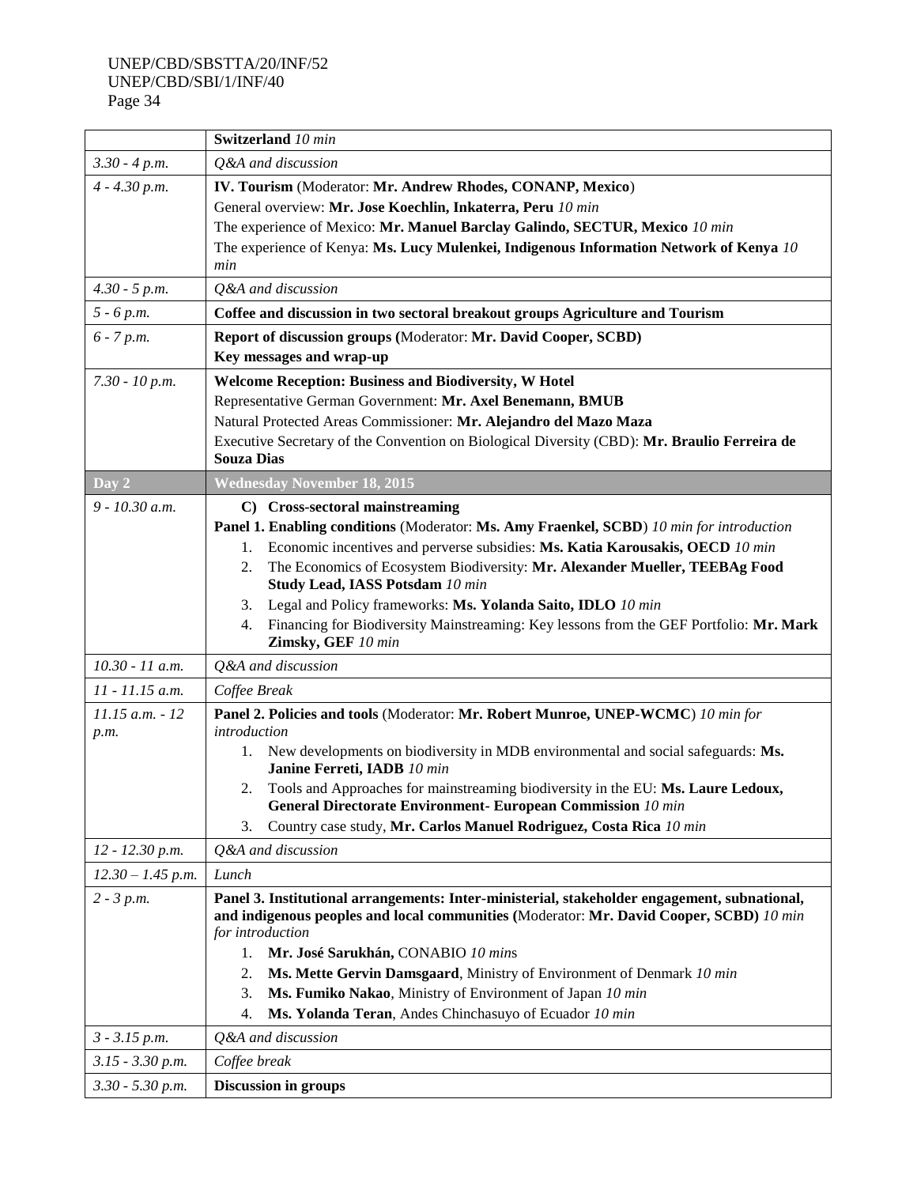| | |
|---|---|
| | **Switzerland** *10 min* |
| *3.30 - 4 p.m.* | *Q&A and discussion* |
| *4 - 4.30 p.m.* | **IV. Tourism** (Moderator: **Mr. Andrew Rhodes, CONANP, Mexico**)<br>General overview: **Mr. Jose Koechlin, Inkaterra, Peru** *10 min*<br>The experience of Mexico: **Mr. Manuel Barclay Galindo, SECTUR, Mexico** *10 min*<br>The experience of Kenya: **Ms. Lucy Mulenkei, Indigenous Information Network of Kenya** *10 min* |
| *4.30 - 5 p.m.* | *Q&A and discussion* |
| *5 - 6 p.m.* | **Coffee and discussion in two sectoral breakout groups Agriculture and Tourism** |
| *6 - 7 p.m.* | **Report of discussion groups (**Moderator: **Mr. David Cooper, SCBD)**<br>**Key messages and wrap-up** |
| *7.30 - 10 p.m.* | **Welcome Reception: Business and Biodiversity, W Hotel**<br>Representative German Government: **Mr. Axel Benemann, BMUB**<br>Natural Protected Areas Commissioner: **Mr. Alejandro del Mazo Maza**<br>Executive Secretary of the Convention on Biological Diversity (CBD): **Mr. Braulio Ferreira de Souza Dias** |
| **Day 2** | **Wednesday November 18, 2015** |
| *9 - 10.30 a.m.* | **C) Cross-sectoral mainstreaming**<br>**Panel 1. Enabling conditions** (Moderator: **Ms. Amy Fraenkel, SCBD**) *10 min for introduction*<br>1. Economic incentives and perverse subsidies: **Ms. Katia Karousakis, OECD** *10 min*<br>2. The Economics of Ecosystem Biodiversity: **Mr. Alexander Mueller, TEEBAg Food Study Lead, IASS Potsdam** *10 min*<br>3. Legal and Policy frameworks: **Ms. Yolanda Saito, IDLO** *10 min*<br>4. Financing for Biodiversity Mainstreaming: Key lessons from the GEF Portfolio: **Mr. Mark Zimsky, GEF** *10 min* |
| *10.30 - 11 a.m.* | *Q&A and discussion* |
| *11 - 11.15 a.m.* | *Coffee Break* |
| *11.15 a.m. - 12 p.m.* | **Panel 2. Policies and tools** (Moderator: **Mr. Robert Munroe, UNEP-WCMC**) *10 min for introduction*<br>1. New developments on biodiversity in MDB environmental and social safeguards: **Ms. Janine Ferreti, IADB** *10 min*<br>2. Tools and Approaches for mainstreaming biodiversity in the EU: **Ms. Laure Ledoux, General Directorate Environment- European Commission** *10 min*<br>3. Country case study, **Mr. Carlos Manuel Rodriguez, Costa Rica** *10 min* |
| *12 - 12.30 p.m.* | *Q&A and discussion* |
| *12.30 – 1.45 p.m.* | *Lunch* |
| *2 - 3 p.m.* | **Panel 3. Institutional arrangements: Inter-ministerial, stakeholder engagement, subnational, and indigenous peoples and local communities (**Moderator: **Mr. David Cooper, SCBD)** *10 min for introduction*<br>1. **Mr. José Sarukhán,** CONABIO *10 mins*<br>2. **Ms. Mette Gervin Damsgaard**, Ministry of Environment of Denmark *10 min*<br>3. **Ms. Fumiko Nakao**, Ministry of Environment of Japan *10 min*<br>4. **Ms. Yolanda Teran**, Andes Chinchasuyo of Ecuador *10 min* |
| *3 - 3.15 p.m.* | *Q&A and discussion* |
| *3.15 - 3.30 p.m.* | *Coffee break* |
| *3.30 - 5.30 p.m.* | **Discussion in groups** |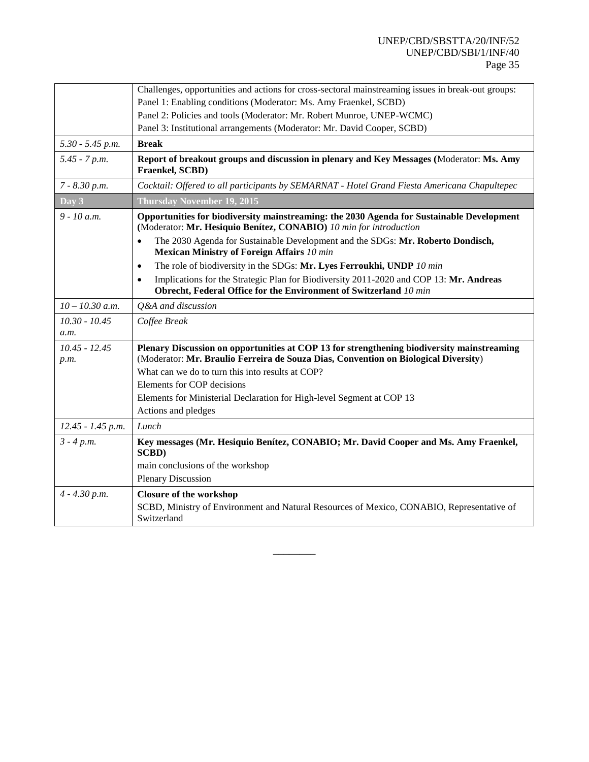| | |
|---|---|
| | Challenges, opportunities and actions for cross-sectoral mainstreaming issues in break-out groups:<br>Panel 1: Enabling conditions (Moderator: Ms. Amy Fraenkel, SCBD)<br>Panel 2: Policies and tools (Moderator: Mr. Robert Munroe, UNEP-WCMC)<br>Panel 3: Institutional arrangements (Moderator: Mr. David Cooper, SCBD) |
| *5.30 - 5.45 p.m.* | **Break** |
| *5.45 - 7 p.m.* | **Report of breakout groups and discussion in plenary and Key Messages (**Moderator: **Ms. Amy Fraenkel, SCBD)** |
| *7 - 8.30 p.m.* | *Cocktail: Offered to all participants by SEMARNAT - Hotel Grand Fiesta Americana Chapultepec* |
| **Day 3** | **Thursday November 19, 2015** |
| *9 - 10 a.m.* | **Opportunities for biodiversity mainstreaming: the 2030 Agenda for Sustainable Development (**Moderator: **Mr. Hesiquio Benítez, CONABIO)** *10 min for introduction*<br>• The 2030 Agenda for Sustainable Development and the SDGs: **Mr. Roberto Dondisch, Mexican Ministry of Foreign Affairs** *10 min*<br>• The role of biodiversity in the SDGs: **Mr. Lyes Ferroukhi, UNDP** *10 min*<br>• Implications for the Strategic Plan for Biodiversity 2011-2020 and COP 13: **Mr. Andreas Obrecht, Federal Office for the Environment of Switzerland** *10 min* |
| *10 – 10.30 a.m.* | *Q&A and discussion* |
| *10.30 - 10.45 a.m.* | *Coffee Break* |
| *10.45 - 12.45 p.m.* | **Plenary Discussion on opportunities at COP 13 for strengthening biodiversity mainstreaming** (Moderator: **Mr. Braulio Ferreira de Souza Dias, Convention on Biological Diversity**)<br>What can we do to turn this into results at COP?<br>Elements for COP decisions<br>Elements for Ministerial Declaration for High-level Segment at COP 13<br>Actions and pledges |
| *12.45 - 1.45 p.m.* | *Lunch* |
| *3 - 4 p.m.* | **Key messages (Mr. Hesiquio Benítez, CONABIO; Mr. David Cooper and Ms. Amy Fraenkel, SCBD)**<br>main conclusions of the workshop<br>Plenary Discussion |
| *4 - 4.30 p.m.* | **Closure of the workshop**<br>SCBD, Ministry of Environment and Natural Resources of Mexico, CONABIO, Representative of Switzerland |

__________